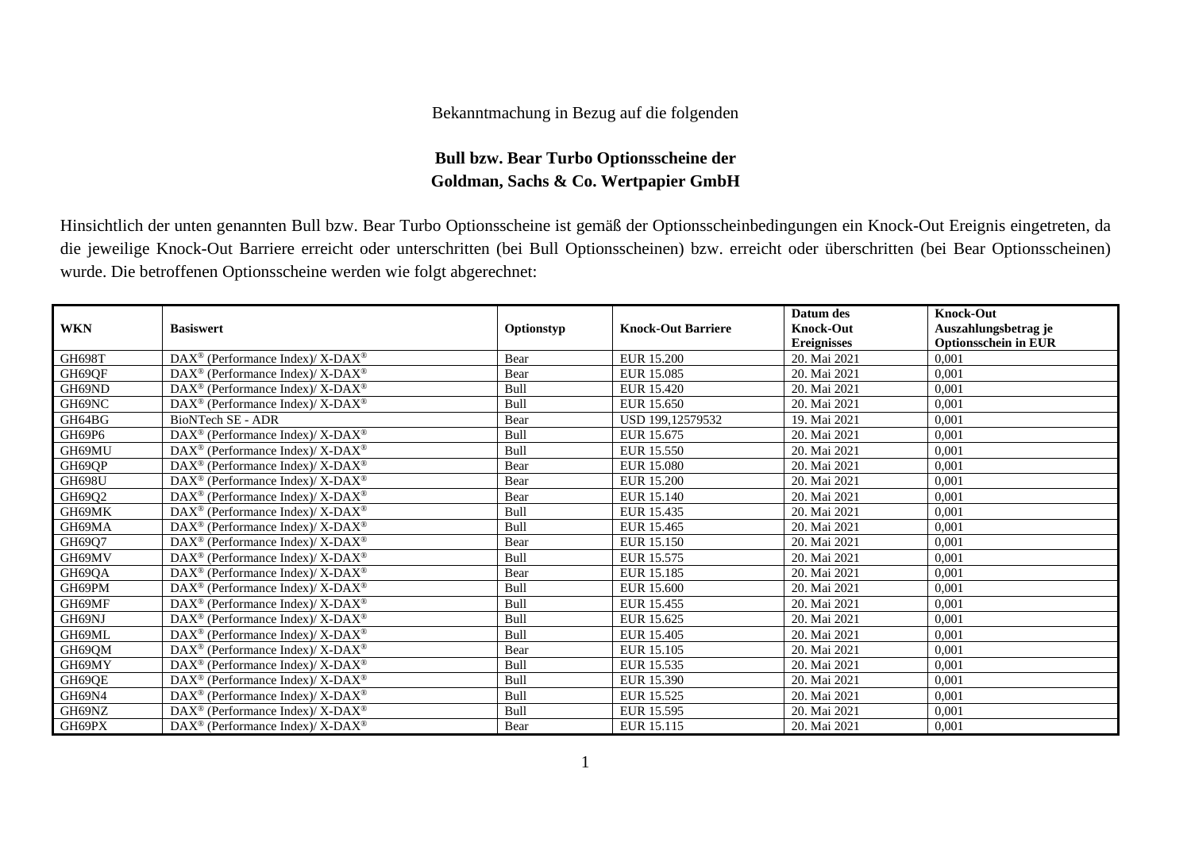Bekanntmachung in Bezug auf die folgenden

**Bull bzw. Bear Turbo Optionsscheine der**
**Goldman, Sachs & Co. Wertpapier GmbH**

Hinsichtlich der unten genannten Bull bzw. Bear Turbo Optionsscheine ist gemäß der Optionsscheinbedingungen ein Knock-Out Ereignis eingetreten, da die jeweilige Knock-Out Barriere erreicht oder unterschritten (bei Bull Optionsscheinen) bzw. erreicht oder überschritten (bei Bear Optionsscheinen) wurde. Die betroffenen Optionsscheine werden wie folgt abgerechnet:

| WKN | Basiswert | Optionstyp | Knock-Out Barriere | Datum des Knock-Out Ereignisses | Knock-Out Auszahlungsbetrag je Optionsschein in EUR |
|---|---|---|---|---|---|
| GH698T | DAX® (Performance Index)/ X-DAX® | Bear | EUR 15.200 | 20. Mai 2021 | 0,001 |
| GH69QF | DAX® (Performance Index)/ X-DAX® | Bear | EUR 15.085 | 20. Mai 2021 | 0,001 |
| GH69ND | DAX® (Performance Index)/ X-DAX® | Bull | EUR 15.420 | 20. Mai 2021 | 0,001 |
| GH69NC | DAX® (Performance Index)/ X-DAX® | Bull | EUR 15.650 | 20. Mai 2021 | 0,001 |
| GH64BG | BioNTech SE - ADR | Bear | USD 199,12579532 | 19. Mai 2021 | 0,001 |
| GH69P6 | DAX® (Performance Index)/ X-DAX® | Bull | EUR 15.675 | 20. Mai 2021 | 0,001 |
| GH69MU | DAX® (Performance Index)/ X-DAX® | Bull | EUR 15.550 | 20. Mai 2021 | 0,001 |
| GH69QP | DAX® (Performance Index)/ X-DAX® | Bear | EUR 15.080 | 20. Mai 2021 | 0,001 |
| GH698U | DAX® (Performance Index)/ X-DAX® | Bear | EUR 15.200 | 20. Mai 2021 | 0,001 |
| GH69Q2 | DAX® (Performance Index)/ X-DAX® | Bear | EUR 15.140 | 20. Mai 2021 | 0,001 |
| GH69MK | DAX® (Performance Index)/ X-DAX® | Bull | EUR 15.435 | 20. Mai 2021 | 0,001 |
| GH69MA | DAX® (Performance Index)/ X-DAX® | Bull | EUR 15.465 | 20. Mai 2021 | 0,001 |
| GH69Q7 | DAX® (Performance Index)/ X-DAX® | Bear | EUR 15.150 | 20. Mai 2021 | 0,001 |
| GH69MV | DAX® (Performance Index)/ X-DAX® | Bull | EUR 15.575 | 20. Mai 2021 | 0,001 |
| GH69QA | DAX® (Performance Index)/ X-DAX® | Bear | EUR 15.185 | 20. Mai 2021 | 0,001 |
| GH69PM | DAX® (Performance Index)/ X-DAX® | Bull | EUR 15.600 | 20. Mai 2021 | 0,001 |
| GH69MF | DAX® (Performance Index)/ X-DAX® | Bull | EUR 15.455 | 20. Mai 2021 | 0,001 |
| GH69NJ | DAX® (Performance Index)/ X-DAX® | Bull | EUR 15.625 | 20. Mai 2021 | 0,001 |
| GH69ML | DAX® (Performance Index)/ X-DAX® | Bull | EUR 15.405 | 20. Mai 2021 | 0,001 |
| GH69QM | DAX® (Performance Index)/ X-DAX® | Bear | EUR 15.105 | 20. Mai 2021 | 0,001 |
| GH69MY | DAX® (Performance Index)/ X-DAX® | Bull | EUR 15.535 | 20. Mai 2021 | 0,001 |
| GH69QE | DAX® (Performance Index)/ X-DAX® | Bull | EUR 15.390 | 20. Mai 2021 | 0,001 |
| GH69N4 | DAX® (Performance Index)/ X-DAX® | Bull | EUR 15.525 | 20. Mai 2021 | 0,001 |
| GH69NZ | DAX® (Performance Index)/ X-DAX® | Bull | EUR 15.595 | 20. Mai 2021 | 0,001 |
| GH69PX | DAX® (Performance Index)/ X-DAX® | Bear | EUR 15.115 | 20. Mai 2021 | 0,001 |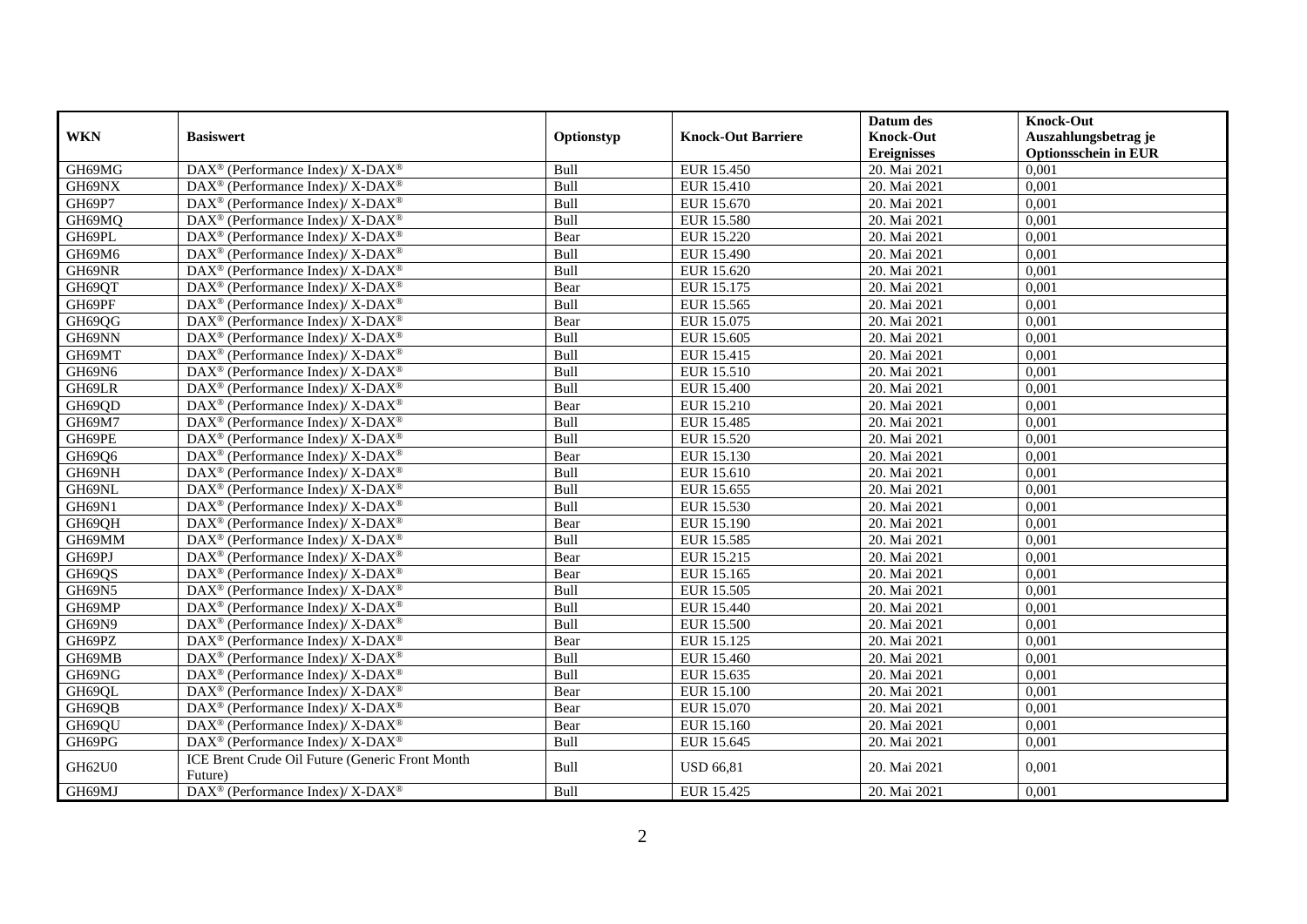| WKN | Basiswert | Optionstyp | Knock-Out Barriere | Datum des Knock-Out Ereignisses | Knock-Out Auszahlungsbetrag je Optionsschein in EUR |
|---|---|---|---|---|---|
| GH69MG | DAX® (Performance Index)/ X-DAX® | Bull | EUR 15.450 | 20. Mai 2021 | 0,001 |
| GH69NX | DAX® (Performance Index)/ X-DAX® | Bull | EUR 15.410 | 20. Mai 2021 | 0,001 |
| GH69P7 | DAX® (Performance Index)/ X-DAX® | Bull | EUR 15.670 | 20. Mai 2021 | 0,001 |
| GH69MQ | DAX® (Performance Index)/ X-DAX® | Bull | EUR 15.580 | 20. Mai 2021 | 0,001 |
| GH69PL | DAX® (Performance Index)/ X-DAX® | Bear | EUR 15.220 | 20. Mai 2021 | 0,001 |
| GH69M6 | DAX® (Performance Index)/ X-DAX® | Bull | EUR 15.490 | 20. Mai 2021 | 0,001 |
| GH69NR | DAX® (Performance Index)/ X-DAX® | Bull | EUR 15.620 | 20. Mai 2021 | 0,001 |
| GH69QT | DAX® (Performance Index)/ X-DAX® | Bear | EUR 15.175 | 20. Mai 2021 | 0,001 |
| GH69PF | DAX® (Performance Index)/ X-DAX® | Bull | EUR 15.565 | 20. Mai 2021 | 0,001 |
| GH69QG | DAX® (Performance Index)/ X-DAX® | Bear | EUR 15.075 | 20. Mai 2021 | 0,001 |
| GH69NN | DAX® (Performance Index)/ X-DAX® | Bull | EUR 15.605 | 20. Mai 2021 | 0,001 |
| GH69MT | DAX® (Performance Index)/ X-DAX® | Bull | EUR 15.415 | 20. Mai 2021 | 0,001 |
| GH69N6 | DAX® (Performance Index)/ X-DAX® | Bull | EUR 15.510 | 20. Mai 2021 | 0,001 |
| GH69LR | DAX® (Performance Index)/ X-DAX® | Bull | EUR 15.400 | 20. Mai 2021 | 0,001 |
| GH69QD | DAX® (Performance Index)/ X-DAX® | Bear | EUR 15.210 | 20. Mai 2021 | 0,001 |
| GH69M7 | DAX® (Performance Index)/ X-DAX® | Bull | EUR 15.485 | 20. Mai 2021 | 0,001 |
| GH69PE | DAX® (Performance Index)/ X-DAX® | Bull | EUR 15.520 | 20. Mai 2021 | 0,001 |
| GH69Q6 | DAX® (Performance Index)/ X-DAX® | Bear | EUR 15.130 | 20. Mai 2021 | 0,001 |
| GH69NH | DAX® (Performance Index)/ X-DAX® | Bull | EUR 15.610 | 20. Mai 2021 | 0,001 |
| GH69NL | DAX® (Performance Index)/ X-DAX® | Bull | EUR 15.655 | 20. Mai 2021 | 0,001 |
| GH69N1 | DAX® (Performance Index)/ X-DAX® | Bull | EUR 15.530 | 20. Mai 2021 | 0,001 |
| GH69QH | DAX® (Performance Index)/ X-DAX® | Bear | EUR 15.190 | 20. Mai 2021 | 0,001 |
| GH69MM | DAX® (Performance Index)/ X-DAX® | Bull | EUR 15.585 | 20. Mai 2021 | 0,001 |
| GH69PJ | DAX® (Performance Index)/ X-DAX® | Bear | EUR 15.215 | 20. Mai 2021 | 0,001 |
| GH69QS | DAX® (Performance Index)/ X-DAX® | Bear | EUR 15.165 | 20. Mai 2021 | 0,001 |
| GH69N5 | DAX® (Performance Index)/ X-DAX® | Bull | EUR 15.505 | 20. Mai 2021 | 0,001 |
| GH69MP | DAX® (Performance Index)/ X-DAX® | Bull | EUR 15.440 | 20. Mai 2021 | 0,001 |
| GH69N9 | DAX® (Performance Index)/ X-DAX® | Bull | EUR 15.500 | 20. Mai 2021 | 0,001 |
| GH69PZ | DAX® (Performance Index)/ X-DAX® | Bear | EUR 15.125 | 20. Mai 2021 | 0,001 |
| GH69MB | DAX® (Performance Index)/ X-DAX® | Bull | EUR 15.460 | 20. Mai 2021 | 0,001 |
| GH69NG | DAX® (Performance Index)/ X-DAX® | Bull | EUR 15.635 | 20. Mai 2021 | 0,001 |
| GH69QL | DAX® (Performance Index)/ X-DAX® | Bear | EUR 15.100 | 20. Mai 2021 | 0,001 |
| GH69QB | DAX® (Performance Index)/ X-DAX® | Bear | EUR 15.070 | 20. Mai 2021 | 0,001 |
| GH69QU | DAX® (Performance Index)/ X-DAX® | Bear | EUR 15.160 | 20. Mai 2021 | 0,001 |
| GH69PG | DAX® (Performance Index)/ X-DAX® | Bull | EUR 15.645 | 20. Mai 2021 | 0,001 |
| GH62U0 | ICE Brent Crude Oil Future (Generic Front Month Future) | Bull | USD 66,81 | 20. Mai 2021 | 0,001 |
| GH69MJ | DAX® (Performance Index)/ X-DAX® | Bull | EUR 15.425 | 20. Mai 2021 | 0,001 |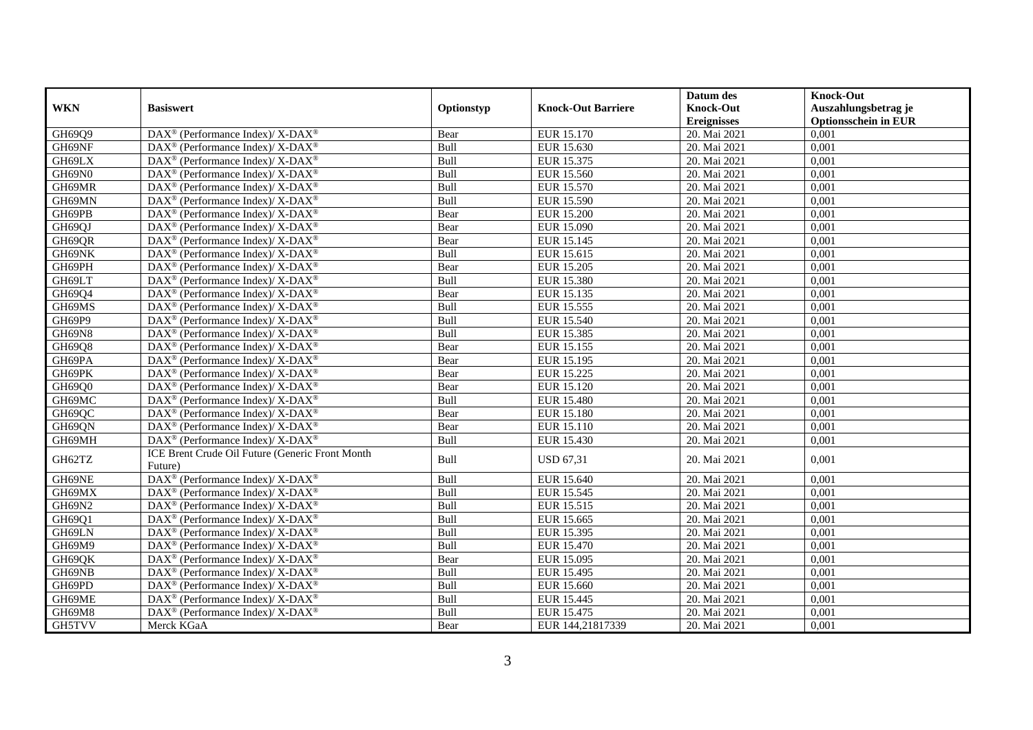| WKN | Basiswert | Optionstyp | Knock-Out Barriere | Datum des Knock-Out Ereignisses | Knock-Out Auszahlungsbetrag je Optionsschein in EUR |
|---|---|---|---|---|---|
| GH69Q9 | DAX® (Performance Index)/ X-DAX® | Bear | EUR 15.170 | 20. Mai 2021 | 0,001 |
| GH69NF | DAX® (Performance Index)/ X-DAX® | Bull | EUR 15.630 | 20. Mai 2021 | 0,001 |
| GH69LX | DAX® (Performance Index)/ X-DAX® | Bull | EUR 15.375 | 20. Mai 2021 | 0,001 |
| GH69N0 | DAX® (Performance Index)/ X-DAX® | Bull | EUR 15.560 | 20. Mai 2021 | 0,001 |
| GH69MR | DAX® (Performance Index)/ X-DAX® | Bull | EUR 15.570 | 20. Mai 2021 | 0,001 |
| GH69MN | DAX® (Performance Index)/ X-DAX® | Bull | EUR 15.590 | 20. Mai 2021 | 0,001 |
| GH69PB | DAX® (Performance Index)/ X-DAX® | Bear | EUR 15.200 | 20. Mai 2021 | 0,001 |
| GH69QJ | DAX® (Performance Index)/ X-DAX® | Bear | EUR 15.090 | 20. Mai 2021 | 0,001 |
| GH69QR | DAX® (Performance Index)/ X-DAX® | Bear | EUR 15.145 | 20. Mai 2021 | 0,001 |
| GH69NK | DAX® (Performance Index)/ X-DAX® | Bull | EUR 15.615 | 20. Mai 2021 | 0,001 |
| GH69PH | DAX® (Performance Index)/ X-DAX® | Bear | EUR 15.205 | 20. Mai 2021 | 0,001 |
| GH69LT | DAX® (Performance Index)/ X-DAX® | Bull | EUR 15.380 | 20. Mai 2021 | 0,001 |
| GH69Q4 | DAX® (Performance Index)/ X-DAX® | Bear | EUR 15.135 | 20. Mai 2021 | 0,001 |
| GH69MS | DAX® (Performance Index)/ X-DAX® | Bull | EUR 15.555 | 20. Mai 2021 | 0,001 |
| GH69P9 | DAX® (Performance Index)/ X-DAX® | Bull | EUR 15.540 | 20. Mai 2021 | 0,001 |
| GH69N8 | DAX® (Performance Index)/ X-DAX® | Bull | EUR 15.385 | 20. Mai 2021 | 0,001 |
| GH69Q8 | DAX® (Performance Index)/ X-DAX® | Bear | EUR 15.155 | 20. Mai 2021 | 0,001 |
| GH69PA | DAX® (Performance Index)/ X-DAX® | Bear | EUR 15.195 | 20. Mai 2021 | 0,001 |
| GH69PK | DAX® (Performance Index)/ X-DAX® | Bear | EUR 15.225 | 20. Mai 2021 | 0,001 |
| GH69Q0 | DAX® (Performance Index)/ X-DAX® | Bear | EUR 15.120 | 20. Mai 2021 | 0,001 |
| GH69MC | DAX® (Performance Index)/ X-DAX® | Bull | EUR 15.480 | 20. Mai 2021 | 0,001 |
| GH69QC | DAX® (Performance Index)/ X-DAX® | Bear | EUR 15.180 | 20. Mai 2021 | 0,001 |
| GH69QN | DAX® (Performance Index)/ X-DAX® | Bear | EUR 15.110 | 20. Mai 2021 | 0,001 |
| GH69MH | DAX® (Performance Index)/ X-DAX® | Bull | EUR 15.430 | 20. Mai 2021 | 0,001 |
| GH62TZ | ICE Brent Crude Oil Future (Generic Front Month Future) | Bull | USD 67,31 | 20. Mai 2021 | 0,001 |
| GH69NE | DAX® (Performance Index)/ X-DAX® | Bull | EUR 15.640 | 20. Mai 2021 | 0,001 |
| GH69MX | DAX® (Performance Index)/ X-DAX® | Bull | EUR 15.545 | 20. Mai 2021 | 0,001 |
| GH69N2 | DAX® (Performance Index)/ X-DAX® | Bull | EUR 15.515 | 20. Mai 2021 | 0,001 |
| GH69Q1 | DAX® (Performance Index)/ X-DAX® | Bull | EUR 15.665 | 20. Mai 2021 | 0,001 |
| GH69LN | DAX® (Performance Index)/ X-DAX® | Bull | EUR 15.395 | 20. Mai 2021 | 0,001 |
| GH69M9 | DAX® (Performance Index)/ X-DAX® | Bull | EUR 15.470 | 20. Mai 2021 | 0,001 |
| GH69QK | DAX® (Performance Index)/ X-DAX® | Bear | EUR 15.095 | 20. Mai 2021 | 0,001 |
| GH69NB | DAX® (Performance Index)/ X-DAX® | Bull | EUR 15.495 | 20. Mai 2021 | 0,001 |
| GH69PD | DAX® (Performance Index)/ X-DAX® | Bull | EUR 15.660 | 20. Mai 2021 | 0,001 |
| GH69ME | DAX® (Performance Index)/ X-DAX® | Bull | EUR 15.445 | 20. Mai 2021 | 0,001 |
| GH69M8 | DAX® (Performance Index)/ X-DAX® | Bull | EUR 15.475 | 20. Mai 2021 | 0,001 |
| GH5TVV | Merck KGaA | Bear | EUR 144,21817339 | 20. Mai 2021 | 0,001 |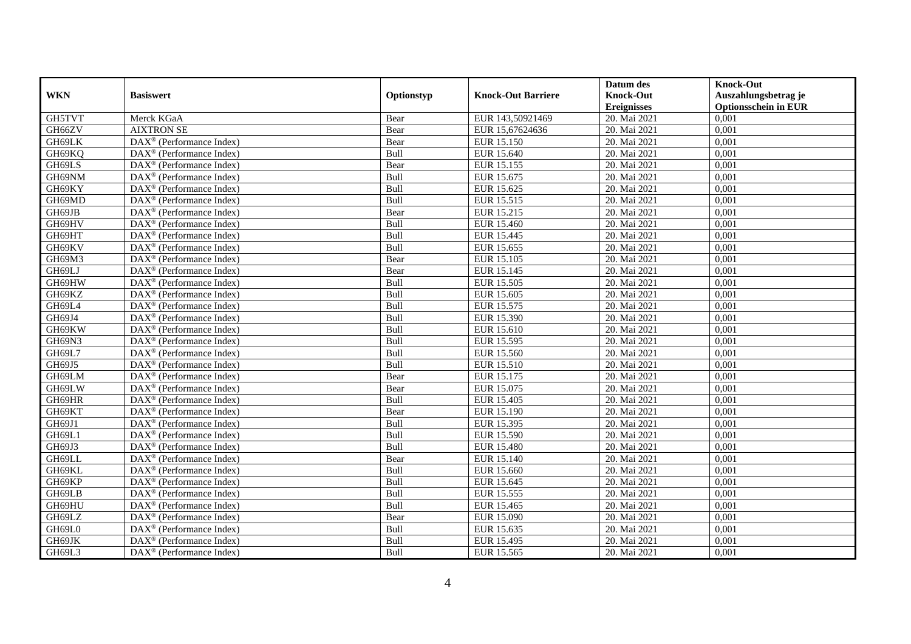| WKN | Basiswert | Optionstyp | Knock-Out Barriere | Datum des Knock-Out Ereignisses | Knock-Out Auszahlungsbetrag je Optionsschein in EUR |
|---|---|---|---|---|---|
| GH5TVT | Merck KGaA | Bear | EUR 143,50921469 | 20. Mai 2021 | 0,001 |
| GH66ZV | AIXTRON SE | Bear | EUR 15,67624636 | 20. Mai 2021 | 0,001 |
| GH69LK | DAX® (Performance Index) | Bear | EUR 15.150 | 20. Mai 2021 | 0,001 |
| GH69KQ | DAX® (Performance Index) | Bull | EUR 15.640 | 20. Mai 2021 | 0,001 |
| GH69LS | DAX® (Performance Index) | Bear | EUR 15.155 | 20. Mai 2021 | 0,001 |
| GH69NM | DAX® (Performance Index) | Bull | EUR 15.675 | 20. Mai 2021 | 0,001 |
| GH69KY | DAX® (Performance Index) | Bull | EUR 15.625 | 20. Mai 2021 | 0,001 |
| GH69MD | DAX® (Performance Index) | Bull | EUR 15.515 | 20. Mai 2021 | 0,001 |
| GH69JB | DAX® (Performance Index) | Bear | EUR 15.215 | 20. Mai 2021 | 0,001 |
| GH69HV | DAX® (Performance Index) | Bull | EUR 15.460 | 20. Mai 2021 | 0,001 |
| GH69HT | DAX® (Performance Index) | Bull | EUR 15.445 | 20. Mai 2021 | 0,001 |
| GH69KV | DAX® (Performance Index) | Bull | EUR 15.655 | 20. Mai 2021 | 0,001 |
| GH69M3 | DAX® (Performance Index) | Bear | EUR 15.105 | 20. Mai 2021 | 0,001 |
| GH69LJ | DAX® (Performance Index) | Bear | EUR 15.145 | 20. Mai 2021 | 0,001 |
| GH69HW | DAX® (Performance Index) | Bull | EUR 15.505 | 20. Mai 2021 | 0,001 |
| GH69KZ | DAX® (Performance Index) | Bull | EUR 15.605 | 20. Mai 2021 | 0,001 |
| GH69L4 | DAX® (Performance Index) | Bull | EUR 15.575 | 20. Mai 2021 | 0,001 |
| GH69J4 | DAX® (Performance Index) | Bull | EUR 15.390 | 20. Mai 2021 | 0,001 |
| GH69KW | DAX® (Performance Index) | Bull | EUR 15.610 | 20. Mai 2021 | 0,001 |
| GH69N3 | DAX® (Performance Index) | Bull | EUR 15.595 | 20. Mai 2021 | 0,001 |
| GH69L7 | DAX® (Performance Index) | Bull | EUR 15.560 | 20. Mai 2021 | 0,001 |
| GH69J5 | DAX® (Performance Index) | Bull | EUR 15.510 | 20. Mai 2021 | 0,001 |
| GH69LM | DAX® (Performance Index) | Bear | EUR 15.175 | 20. Mai 2021 | 0,001 |
| GH69LW | DAX® (Performance Index) | Bear | EUR 15.075 | 20. Mai 2021 | 0,001 |
| GH69HR | DAX® (Performance Index) | Bull | EUR 15.405 | 20. Mai 2021 | 0,001 |
| GH69KT | DAX® (Performance Index) | Bear | EUR 15.190 | 20. Mai 2021 | 0,001 |
| GH69J1 | DAX® (Performance Index) | Bull | EUR 15.395 | 20. Mai 2021 | 0,001 |
| GH69L1 | DAX® (Performance Index) | Bull | EUR 15.590 | 20. Mai 2021 | 0,001 |
| GH69J3 | DAX® (Performance Index) | Bull | EUR 15.480 | 20. Mai 2021 | 0,001 |
| GH69LL | DAX® (Performance Index) | Bear | EUR 15.140 | 20. Mai 2021 | 0,001 |
| GH69KL | DAX® (Performance Index) | Bull | EUR 15.660 | 20. Mai 2021 | 0,001 |
| GH69KP | DAX® (Performance Index) | Bull | EUR 15.645 | 20. Mai 2021 | 0,001 |
| GH69LB | DAX® (Performance Index) | Bull | EUR 15.555 | 20. Mai 2021 | 0,001 |
| GH69HU | DAX® (Performance Index) | Bull | EUR 15.465 | 20. Mai 2021 | 0,001 |
| GH69LZ | DAX® (Performance Index) | Bear | EUR 15.090 | 20. Mai 2021 | 0,001 |
| GH69L0 | DAX® (Performance Index) | Bull | EUR 15.635 | 20. Mai 2021 | 0,001 |
| GH69JK | DAX® (Performance Index) | Bull | EUR 15.495 | 20. Mai 2021 | 0,001 |
| GH69L3 | DAX® (Performance Index) | Bull | EUR 15.565 | 20. Mai 2021 | 0,001 |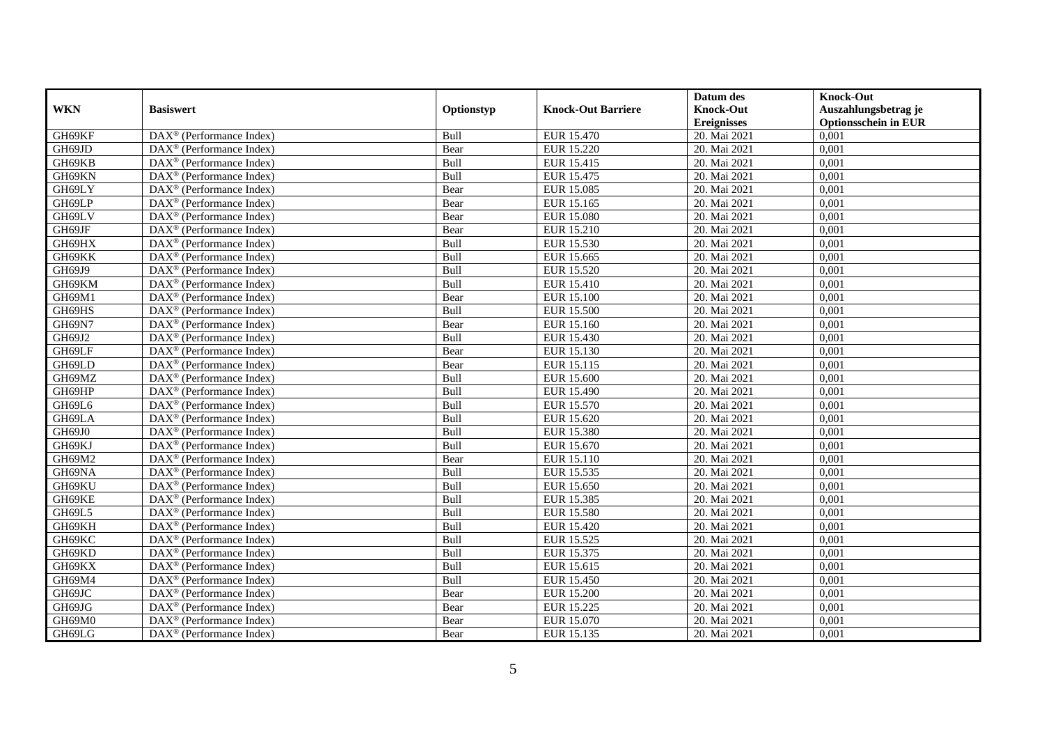| WKN | Basiswert | Optionstyp | Knock-Out Barriere | Datum des Knock-Out Ereignisses | Knock-Out Auszahlungsbetrag je Optionsschein in EUR |
|---|---|---|---|---|---|
| GH69KF | DAX® (Performance Index) | Bull | EUR 15.470 | 20. Mai 2021 | 0,001 |
| GH69JD | DAX® (Performance Index) | Bear | EUR 15.220 | 20. Mai 2021 | 0,001 |
| GH69KB | DAX® (Performance Index) | Bull | EUR 15.415 | 20. Mai 2021 | 0,001 |
| GH69KN | DAX® (Performance Index) | Bull | EUR 15.475 | 20. Mai 2021 | 0,001 |
| GH69LY | DAX® (Performance Index) | Bear | EUR 15.085 | 20. Mai 2021 | 0,001 |
| GH69LP | DAX® (Performance Index) | Bear | EUR 15.165 | 20. Mai 2021 | 0,001 |
| GH69LV | DAX® (Performance Index) | Bear | EUR 15.080 | 20. Mai 2021 | 0,001 |
| GH69JF | DAX® (Performance Index) | Bear | EUR 15.210 | 20. Mai 2021 | 0,001 |
| GH69HX | DAX® (Performance Index) | Bull | EUR 15.530 | 20. Mai 2021 | 0,001 |
| GH69KK | DAX® (Performance Index) | Bull | EUR 15.665 | 20. Mai 2021 | 0,001 |
| GH69J9 | DAX® (Performance Index) | Bull | EUR 15.520 | 20. Mai 2021 | 0,001 |
| GH69KM | DAX® (Performance Index) | Bull | EUR 15.410 | 20. Mai 2021 | 0,001 |
| GH69M1 | DAX® (Performance Index) | Bear | EUR 15.100 | 20. Mai 2021 | 0,001 |
| GH69HS | DAX® (Performance Index) | Bull | EUR 15.500 | 20. Mai 2021 | 0,001 |
| GH69N7 | DAX® (Performance Index) | Bear | EUR 15.160 | 20. Mai 2021 | 0,001 |
| GH69J2 | DAX® (Performance Index) | Bull | EUR 15.430 | 20. Mai 2021 | 0,001 |
| GH69LF | DAX® (Performance Index) | Bear | EUR 15.130 | 20. Mai 2021 | 0,001 |
| GH69LD | DAX® (Performance Index) | Bear | EUR 15.115 | 20. Mai 2021 | 0,001 |
| GH69MZ | DAX® (Performance Index) | Bull | EUR 15.600 | 20. Mai 2021 | 0,001 |
| GH69HP | DAX® (Performance Index) | Bull | EUR 15.490 | 20. Mai 2021 | 0,001 |
| GH69L6 | DAX® (Performance Index) | Bull | EUR 15.570 | 20. Mai 2021 | 0,001 |
| GH69LA | DAX® (Performance Index) | Bull | EUR 15.620 | 20. Mai 2021 | 0,001 |
| GH69J0 | DAX® (Performance Index) | Bull | EUR 15.380 | 20. Mai 2021 | 0,001 |
| GH69KJ | DAX® (Performance Index) | Bull | EUR 15.670 | 20. Mai 2021 | 0,001 |
| GH69M2 | DAX® (Performance Index) | Bear | EUR 15.110 | 20. Mai 2021 | 0,001 |
| GH69NA | DAX® (Performance Index) | Bull | EUR 15.535 | 20. Mai 2021 | 0,001 |
| GH69KU | DAX® (Performance Index) | Bull | EUR 15.650 | 20. Mai 2021 | 0,001 |
| GH69KE | DAX® (Performance Index) | Bull | EUR 15.385 | 20. Mai 2021 | 0,001 |
| GH69L5 | DAX® (Performance Index) | Bull | EUR 15.580 | 20. Mai 2021 | 0,001 |
| GH69KH | DAX® (Performance Index) | Bull | EUR 15.420 | 20. Mai 2021 | 0,001 |
| GH69KC | DAX® (Performance Index) | Bull | EUR 15.525 | 20. Mai 2021 | 0,001 |
| GH69KD | DAX® (Performance Index) | Bull | EUR 15.375 | 20. Mai 2021 | 0,001 |
| GH69KX | DAX® (Performance Index) | Bull | EUR 15.615 | 20. Mai 2021 | 0,001 |
| GH69M4 | DAX® (Performance Index) | Bull | EUR 15.450 | 20. Mai 2021 | 0,001 |
| GH69JC | DAX® (Performance Index) | Bear | EUR 15.200 | 20. Mai 2021 | 0,001 |
| GH69JG | DAX® (Performance Index) | Bear | EUR 15.225 | 20. Mai 2021 | 0,001 |
| GH69M0 | DAX® (Performance Index) | Bear | EUR 15.070 | 20. Mai 2021 | 0,001 |
| GH69LG | DAX® (Performance Index) | Bear | EUR 15.135 | 20. Mai 2021 | 0,001 |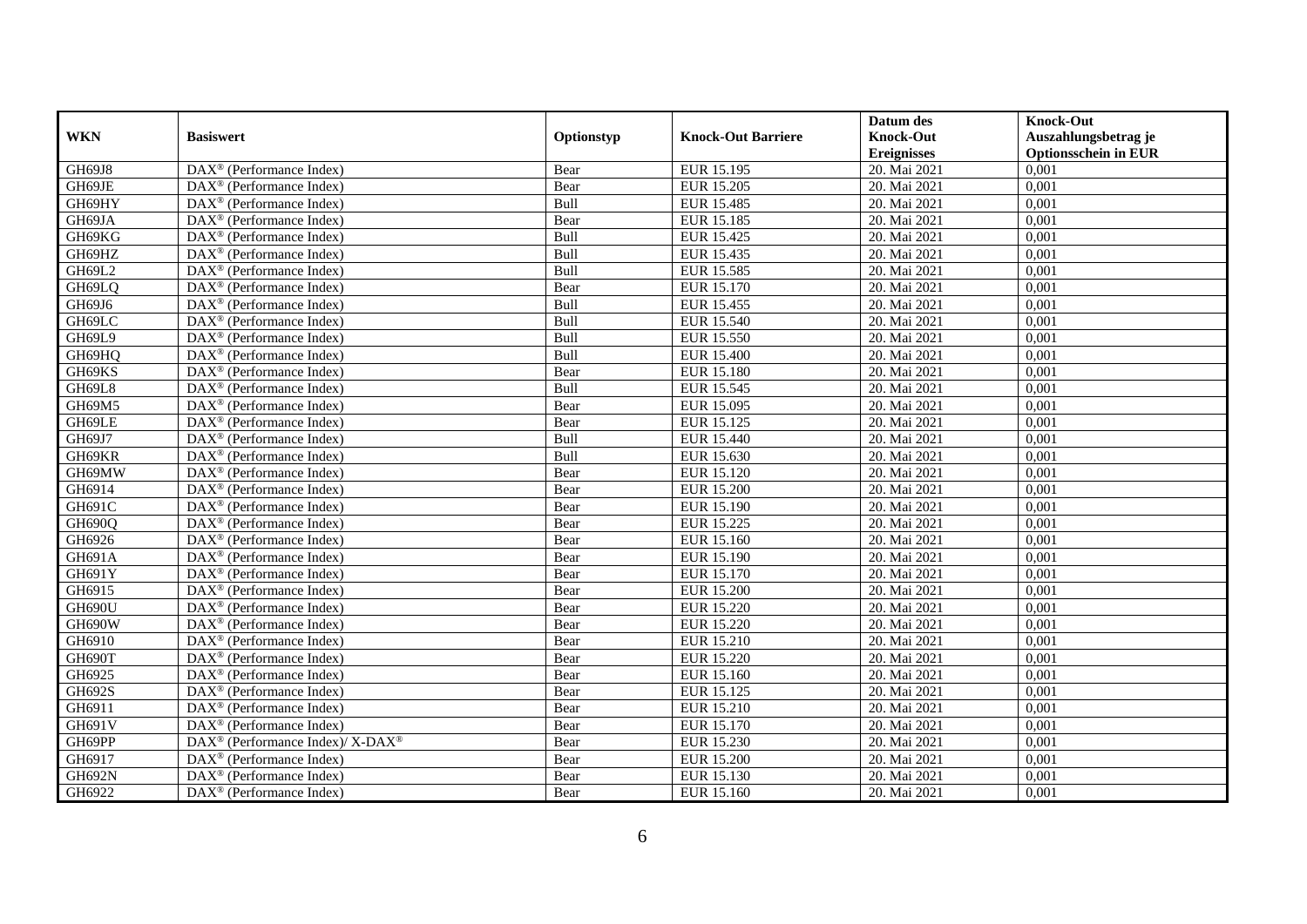| WKN | Basiswert | Optionstyp | Knock-Out Barriere | Datum des Knock-Out Ereignisses | Knock-Out Auszahlungsbetrag je Optionsschein in EUR |
|---|---|---|---|---|---|
| GH69J8 | DAX® (Performance Index) | Bear | EUR 15.195 | 20. Mai 2021 | 0,001 |
| GH69JE | DAX® (Performance Index) | Bear | EUR 15.205 | 20. Mai 2021 | 0,001 |
| GH69HY | DAX® (Performance Index) | Bull | EUR 15.485 | 20. Mai 2021 | 0,001 |
| GH69JA | DAX® (Performance Index) | Bear | EUR 15.185 | 20. Mai 2021 | 0,001 |
| GH69KG | DAX® (Performance Index) | Bull | EUR 15.425 | 20. Mai 2021 | 0,001 |
| GH69HZ | DAX® (Performance Index) | Bull | EUR 15.435 | 20. Mai 2021 | 0,001 |
| GH69L2 | DAX® (Performance Index) | Bull | EUR 15.585 | 20. Mai 2021 | 0,001 |
| GH69LQ | DAX® (Performance Index) | Bear | EUR 15.170 | 20. Mai 2021 | 0,001 |
| GH69J6 | DAX® (Performance Index) | Bull | EUR 15.455 | 20. Mai 2021 | 0,001 |
| GH69LC | DAX® (Performance Index) | Bull | EUR 15.540 | 20. Mai 2021 | 0,001 |
| GH69L9 | DAX® (Performance Index) | Bull | EUR 15.550 | 20. Mai 2021 | 0,001 |
| GH69HQ | DAX® (Performance Index) | Bull | EUR 15.400 | 20. Mai 2021 | 0,001 |
| GH69KS | DAX® (Performance Index) | Bear | EUR 15.180 | 20. Mai 2021 | 0,001 |
| GH69L8 | DAX® (Performance Index) | Bull | EUR 15.545 | 20. Mai 2021 | 0,001 |
| GH69M5 | DAX® (Performance Index) | Bear | EUR 15.095 | 20. Mai 2021 | 0,001 |
| GH69LE | DAX® (Performance Index) | Bear | EUR 15.125 | 20. Mai 2021 | 0,001 |
| GH69J7 | DAX® (Performance Index) | Bull | EUR 15.440 | 20. Mai 2021 | 0,001 |
| GH69KR | DAX® (Performance Index) | Bull | EUR 15.630 | 20. Mai 2021 | 0,001 |
| GH69MW | DAX® (Performance Index) | Bear | EUR 15.120 | 20. Mai 2021 | 0,001 |
| GH6914 | DAX® (Performance Index) | Bear | EUR 15.200 | 20. Mai 2021 | 0,001 |
| GH691C | DAX® (Performance Index) | Bear | EUR 15.190 | 20. Mai 2021 | 0,001 |
| GH690Q | DAX® (Performance Index) | Bear | EUR 15.225 | 20. Mai 2021 | 0,001 |
| GH6926 | DAX® (Performance Index) | Bear | EUR 15.160 | 20. Mai 2021 | 0,001 |
| GH691A | DAX® (Performance Index) | Bear | EUR 15.190 | 20. Mai 2021 | 0,001 |
| GH691Y | DAX® (Performance Index) | Bear | EUR 15.170 | 20. Mai 2021 | 0,001 |
| GH6915 | DAX® (Performance Index) | Bear | EUR 15.200 | 20. Mai 2021 | 0,001 |
| GH690U | DAX® (Performance Index) | Bear | EUR 15.220 | 20. Mai 2021 | 0,001 |
| GH690W | DAX® (Performance Index) | Bear | EUR 15.220 | 20. Mai 2021 | 0,001 |
| GH6910 | DAX® (Performance Index) | Bear | EUR 15.210 | 20. Mai 2021 | 0,001 |
| GH690T | DAX® (Performance Index) | Bear | EUR 15.220 | 20. Mai 2021 | 0,001 |
| GH6925 | DAX® (Performance Index) | Bear | EUR 15.160 | 20. Mai 2021 | 0,001 |
| GH692S | DAX® (Performance Index) | Bear | EUR 15.125 | 20. Mai 2021 | 0,001 |
| GH6911 | DAX® (Performance Index) | Bear | EUR 15.210 | 20. Mai 2021 | 0,001 |
| GH691V | DAX® (Performance Index) | Bear | EUR 15.170 | 20. Mai 2021 | 0,001 |
| GH69PP | DAX® (Performance Index)/ X-DAX® | Bear | EUR 15.230 | 20. Mai 2021 | 0,001 |
| GH6917 | DAX® (Performance Index) | Bear | EUR 15.200 | 20. Mai 2021 | 0,001 |
| GH692N | DAX® (Performance Index) | Bear | EUR 15.130 | 20. Mai 2021 | 0,001 |
| GH6922 | DAX® (Performance Index) | Bear | EUR 15.160 | 20. Mai 2021 | 0,001 |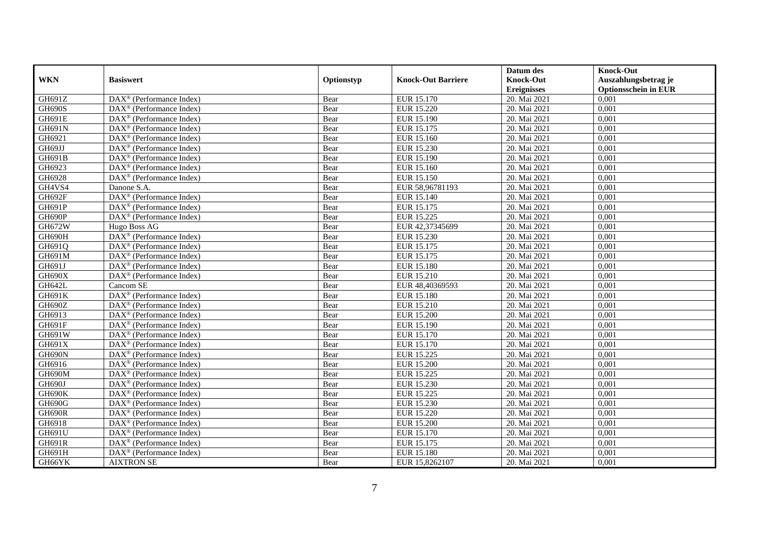| WKN | Basiswert | Optionstyp | Knock-Out Barriere | Datum des Knock-Out Ereignisses | Knock-Out Auszahlungsbetrag je Optionsschein in EUR |
|---|---|---|---|---|---|
| GH691Z | DAX® (Performance Index) | Bear | EUR 15.170 | 20. Mai 2021 | 0,001 |
| GH690S | DAX® (Performance Index) | Bear | EUR 15.220 | 20. Mai 2021 | 0,001 |
| GH691E | DAX® (Performance Index) | Bear | EUR 15.190 | 20. Mai 2021 | 0,001 |
| GH691N | DAX® (Performance Index) | Bear | EUR 15.175 | 20. Mai 2021 | 0,001 |
| GH6921 | DAX® (Performance Index) | Bear | EUR 15.160 | 20. Mai 2021 | 0,001 |
| GH69JJ | DAX® (Performance Index) | Bear | EUR 15.230 | 20. Mai 2021 | 0,001 |
| GH691B | DAX® (Performance Index) | Bear | EUR 15.190 | 20. Mai 2021 | 0,001 |
| GH6923 | DAX® (Performance Index) | Bear | EUR 15.160 | 20. Mai 2021 | 0,001 |
| GH6928 | DAX® (Performance Index) | Bear | EUR 15.150 | 20. Mai 2021 | 0,001 |
| GH4VS4 | Danone S.A. | Bear | EUR 58,96781193 | 20. Mai 2021 | 0,001 |
| GH692F | DAX® (Performance Index) | Bear | EUR 15.140 | 20. Mai 2021 | 0,001 |
| GH691P | DAX® (Performance Index) | Bear | EUR 15.175 | 20. Mai 2021 | 0,001 |
| GH690P | DAX® (Performance Index) | Bear | EUR 15.225 | 20. Mai 2021 | 0,001 |
| GH672W | Hugo Boss AG | Bear | EUR 42,37345699 | 20. Mai 2021 | 0,001 |
| GH690H | DAX® (Performance Index) | Bear | EUR 15.230 | 20. Mai 2021 | 0,001 |
| GH691Q | DAX® (Performance Index) | Bear | EUR 15.175 | 20. Mai 2021 | 0,001 |
| GH691M | DAX® (Performance Index) | Bear | EUR 15.175 | 20. Mai 2021 | 0,001 |
| GH691J | DAX® (Performance Index) | Bear | EUR 15.180 | 20. Mai 2021 | 0,001 |
| GH690X | DAX® (Performance Index) | Bear | EUR 15.210 | 20. Mai 2021 | 0,001 |
| GH642L | Cancom SE | Bear | EUR 48,40369593 | 20. Mai 2021 | 0,001 |
| GH691K | DAX® (Performance Index) | Bear | EUR 15.180 | 20. Mai 2021 | 0,001 |
| GH690Z | DAX® (Performance Index) | Bear | EUR 15.210 | 20. Mai 2021 | 0,001 |
| GH6913 | DAX® (Performance Index) | Bear | EUR 15.200 | 20. Mai 2021 | 0,001 |
| GH691F | DAX® (Performance Index) | Bear | EUR 15.190 | 20. Mai 2021 | 0,001 |
| GH691W | DAX® (Performance Index) | Bear | EUR 15.170 | 20. Mai 2021 | 0,001 |
| GH691X | DAX® (Performance Index) | Bear | EUR 15.170 | 20. Mai 2021 | 0,001 |
| GH690N | DAX® (Performance Index) | Bear | EUR 15.225 | 20. Mai 2021 | 0,001 |
| GH6916 | DAX® (Performance Index) | Bear | EUR 15.200 | 20. Mai 2021 | 0,001 |
| GH690M | DAX® (Performance Index) | Bear | EUR 15.225 | 20. Mai 2021 | 0,001 |
| GH690J | DAX® (Performance Index) | Bear | EUR 15.230 | 20. Mai 2021 | 0,001 |
| GH690K | DAX® (Performance Index) | Bear | EUR 15.225 | 20. Mai 2021 | 0,001 |
| GH690G | DAX® (Performance Index) | Bear | EUR 15.230 | 20. Mai 2021 | 0,001 |
| GH690R | DAX® (Performance Index) | Bear | EUR 15.220 | 20. Mai 2021 | 0,001 |
| GH6918 | DAX® (Performance Index) | Bear | EUR 15.200 | 20. Mai 2021 | 0,001 |
| GH691U | DAX® (Performance Index) | Bear | EUR 15.170 | 20. Mai 2021 | 0,001 |
| GH691R | DAX® (Performance Index) | Bear | EUR 15.175 | 20. Mai 2021 | 0,001 |
| GH691H | DAX® (Performance Index) | Bear | EUR 15.180 | 20. Mai 2021 | 0,001 |
| GH66YK | AIXTRON SE | Bear | EUR 15,8262107 | 20. Mai 2021 | 0,001 |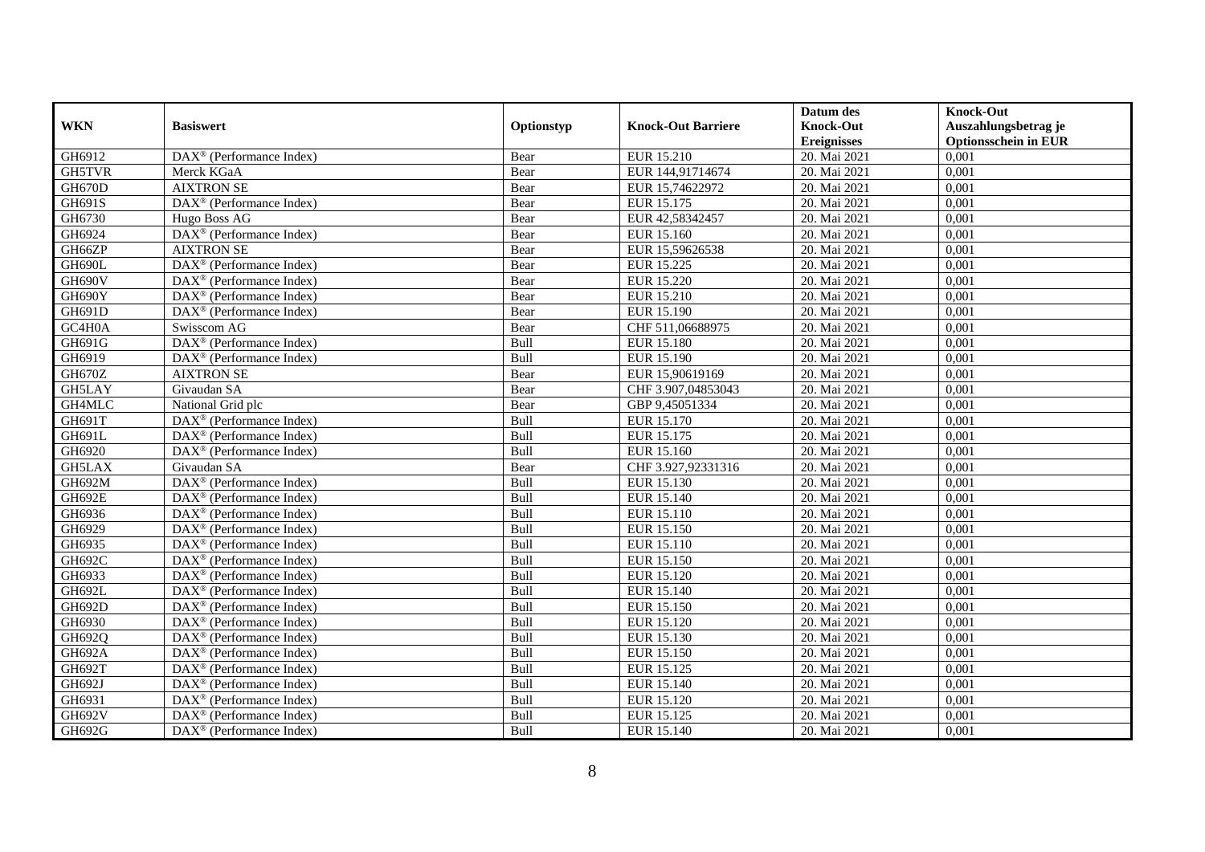| WKN | Basiswert | Optionstyp | Knock-Out Barriere | Datum des Knock-Out Ereignisses | Knock-Out Auszahlungsbetrag je Optionsschein in EUR |
|---|---|---|---|---|---|
| GH6912 | DAX® (Performance Index) | Bear | EUR 15.210 | 20. Mai 2021 | 0,001 |
| GH5TVR | Merck KGaA | Bear | EUR 144,91714674 | 20. Mai 2021 | 0,001 |
| GH670D | AIXTRON SE | Bear | EUR 15,74622972 | 20. Mai 2021 | 0,001 |
| GH691S | DAX® (Performance Index) | Bear | EUR 15.175 | 20. Mai 2021 | 0,001 |
| GH6730 | Hugo Boss AG | Bear | EUR 42,58342457 | 20. Mai 2021 | 0,001 |
| GH6924 | DAX® (Performance Index) | Bear | EUR 15.160 | 20. Mai 2021 | 0,001 |
| GH66ZP | AIXTRON SE | Bear | EUR 15,59626538 | 20. Mai 2021 | 0,001 |
| GH690L | DAX® (Performance Index) | Bear | EUR 15.225 | 20. Mai 2021 | 0,001 |
| GH690V | DAX® (Performance Index) | Bear | EUR 15.220 | 20. Mai 2021 | 0,001 |
| GH690Y | DAX® (Performance Index) | Bear | EUR 15.210 | 20. Mai 2021 | 0,001 |
| GH691D | DAX® (Performance Index) | Bear | EUR 15.190 | 20. Mai 2021 | 0,001 |
| GC4H0A | Swisscom AG | Bear | CHF 511,06688975 | 20. Mai 2021 | 0,001 |
| GH691G | DAX® (Performance Index) | Bull | EUR 15.180 | 20. Mai 2021 | 0,001 |
| GH6919 | DAX® (Performance Index) | Bull | EUR 15.190 | 20. Mai 2021 | 0,001 |
| GH670Z | AIXTRON SE | Bear | EUR 15,90619169 | 20. Mai 2021 | 0,001 |
| GH5LAY | Givaudan SA | Bear | CHF 3.907,04853043 | 20. Mai 2021 | 0,001 |
| GH4MLC | National Grid plc | Bear | GBP 9,45051334 | 20. Mai 2021 | 0,001 |
| GH691T | DAX® (Performance Index) | Bull | EUR 15.170 | 20. Mai 2021 | 0,001 |
| GH691L | DAX® (Performance Index) | Bull | EUR 15.175 | 20. Mai 2021 | 0,001 |
| GH6920 | DAX® (Performance Index) | Bull | EUR 15.160 | 20. Mai 2021 | 0,001 |
| GH5LAX | Givaudan SA | Bear | CHF 3.927,92331316 | 20. Mai 2021 | 0,001 |
| GH692M | DAX® (Performance Index) | Bull | EUR 15.130 | 20. Mai 2021 | 0,001 |
| GH692E | DAX® (Performance Index) | Bull | EUR 15.140 | 20. Mai 2021 | 0,001 |
| GH6936 | DAX® (Performance Index) | Bull | EUR 15.110 | 20. Mai 2021 | 0,001 |
| GH6929 | DAX® (Performance Index) | Bull | EUR 15.150 | 20. Mai 2021 | 0,001 |
| GH6935 | DAX® (Performance Index) | Bull | EUR 15.110 | 20. Mai 2021 | 0,001 |
| GH692C | DAX® (Performance Index) | Bull | EUR 15.150 | 20. Mai 2021 | 0,001 |
| GH6933 | DAX® (Performance Index) | Bull | EUR 15.120 | 20. Mai 2021 | 0,001 |
| GH692L | DAX® (Performance Index) | Bull | EUR 15.140 | 20. Mai 2021 | 0,001 |
| GH692D | DAX® (Performance Index) | Bull | EUR 15.150 | 20. Mai 2021 | 0,001 |
| GH6930 | DAX® (Performance Index) | Bull | EUR 15.120 | 20. Mai 2021 | 0,001 |
| GH692Q | DAX® (Performance Index) | Bull | EUR 15.130 | 20. Mai 2021 | 0,001 |
| GH692A | DAX® (Performance Index) | Bull | EUR 15.150 | 20. Mai 2021 | 0,001 |
| GH692T | DAX® (Performance Index) | Bull | EUR 15.125 | 20. Mai 2021 | 0,001 |
| GH692J | DAX® (Performance Index) | Bull | EUR 15.140 | 20. Mai 2021 | 0,001 |
| GH6931 | DAX® (Performance Index) | Bull | EUR 15.120 | 20. Mai 2021 | 0,001 |
| GH692V | DAX® (Performance Index) | Bull | EUR 15.125 | 20. Mai 2021 | 0,001 |
| GH692G | DAX® (Performance Index) | Bull | EUR 15.140 | 20. Mai 2021 | 0,001 |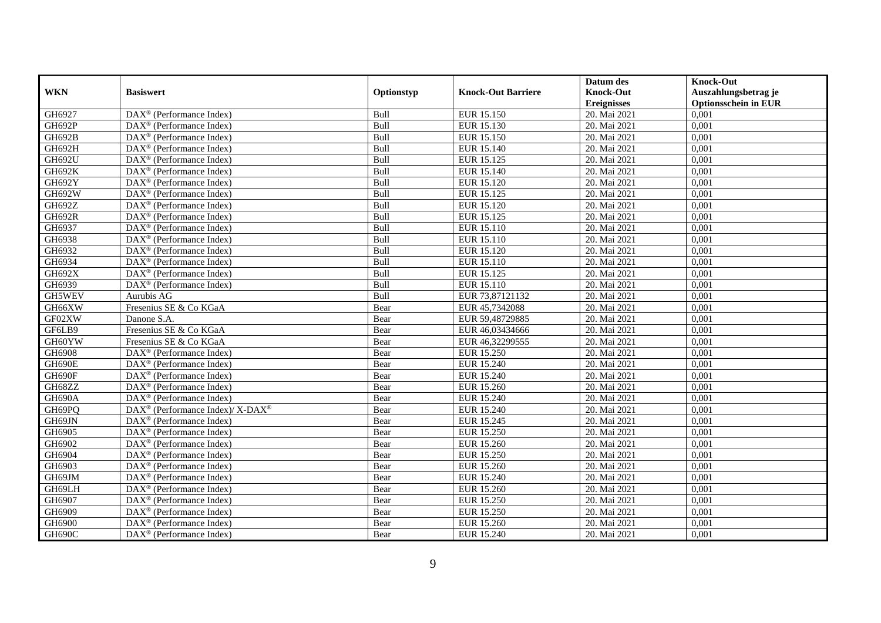| WKN | Basiswert | Optionstyp | Knock-Out Barriere | Datum des Knock-Out Ereignisses | Knock-Out Auszahlungsbetrag je Optionsschein in EUR |
|---|---|---|---|---|---|
| GH6927 | DAX® (Performance Index) | Bull | EUR 15.150 | 20. Mai 2021 | 0,001 |
| GH692P | DAX® (Performance Index) | Bull | EUR 15.130 | 20. Mai 2021 | 0,001 |
| GH692B | DAX® (Performance Index) | Bull | EUR 15.150 | 20. Mai 2021 | 0,001 |
| GH692H | DAX® (Performance Index) | Bull | EUR 15.140 | 20. Mai 2021 | 0,001 |
| GH692U | DAX® (Performance Index) | Bull | EUR 15.125 | 20. Mai 2021 | 0,001 |
| GH692K | DAX® (Performance Index) | Bull | EUR 15.140 | 20. Mai 2021 | 0,001 |
| GH692Y | DAX® (Performance Index) | Bull | EUR 15.120 | 20. Mai 2021 | 0,001 |
| GH692W | DAX® (Performance Index) | Bull | EUR 15.125 | 20. Mai 2021 | 0,001 |
| GH692Z | DAX® (Performance Index) | Bull | EUR 15.120 | 20. Mai 2021 | 0,001 |
| GH692R | DAX® (Performance Index) | Bull | EUR 15.125 | 20. Mai 2021 | 0,001 |
| GH6937 | DAX® (Performance Index) | Bull | EUR 15.110 | 20. Mai 2021 | 0,001 |
| GH6938 | DAX® (Performance Index) | Bull | EUR 15.110 | 20. Mai 2021 | 0,001 |
| GH6932 | DAX® (Performance Index) | Bull | EUR 15.120 | 20. Mai 2021 | 0,001 |
| GH6934 | DAX® (Performance Index) | Bull | EUR 15.110 | 20. Mai 2021 | 0,001 |
| GH692X | DAX® (Performance Index) | Bull | EUR 15.125 | 20. Mai 2021 | 0,001 |
| GH6939 | DAX® (Performance Index) | Bull | EUR 15.110 | 20. Mai 2021 | 0,001 |
| GH5WEV | Aurubis AG | Bull | EUR 73,87121132 | 20. Mai 2021 | 0,001 |
| GH66XW | Fresenius SE & Co KGaA | Bear | EUR 45,7342088 | 20. Mai 2021 | 0,001 |
| GF02XW | Danone S.A. | Bear | EUR 59,48729885 | 20. Mai 2021 | 0,001 |
| GF6LB9 | Fresenius SE & Co KGaA | Bear | EUR 46,03434666 | 20. Mai 2021 | 0,001 |
| GH60YW | Fresenius SE & Co KGaA | Bear | EUR 46,32299555 | 20. Mai 2021 | 0,001 |
| GH6908 | DAX® (Performance Index) | Bear | EUR 15.250 | 20. Mai 2021 | 0,001 |
| GH690E | DAX® (Performance Index) | Bear | EUR 15.240 | 20. Mai 2021 | 0,001 |
| GH690F | DAX® (Performance Index) | Bear | EUR 15.240 | 20. Mai 2021 | 0,001 |
| GH68ZZ | DAX® (Performance Index) | Bear | EUR 15.260 | 20. Mai 2021 | 0,001 |
| GH690A | DAX® (Performance Index) | Bear | EUR 15.240 | 20. Mai 2021 | 0,001 |
| GH69PQ | DAX® (Performance Index)/ X-DAX® | Bear | EUR 15.240 | 20. Mai 2021 | 0,001 |
| GH69JN | DAX® (Performance Index) | Bear | EUR 15.245 | 20. Mai 2021 | 0,001 |
| GH6905 | DAX® (Performance Index) | Bear | EUR 15.250 | 20. Mai 2021 | 0,001 |
| GH6902 | DAX® (Performance Index) | Bear | EUR 15.260 | 20. Mai 2021 | 0,001 |
| GH6904 | DAX® (Performance Index) | Bear | EUR 15.250 | 20. Mai 2021 | 0,001 |
| GH6903 | DAX® (Performance Index) | Bear | EUR 15.260 | 20. Mai 2021 | 0,001 |
| GH69JM | DAX® (Performance Index) | Bear | EUR 15.240 | 20. Mai 2021 | 0,001 |
| GH69LH | DAX® (Performance Index) | Bear | EUR 15.260 | 20. Mai 2021 | 0,001 |
| GH6907 | DAX® (Performance Index) | Bear | EUR 15.250 | 20. Mai 2021 | 0,001 |
| GH6909 | DAX® (Performance Index) | Bear | EUR 15.250 | 20. Mai 2021 | 0,001 |
| GH6900 | DAX® (Performance Index) | Bear | EUR 15.260 | 20. Mai 2021 | 0,001 |
| GH690C | DAX® (Performance Index) | Bear | EUR 15.240 | 20. Mai 2021 | 0,001 |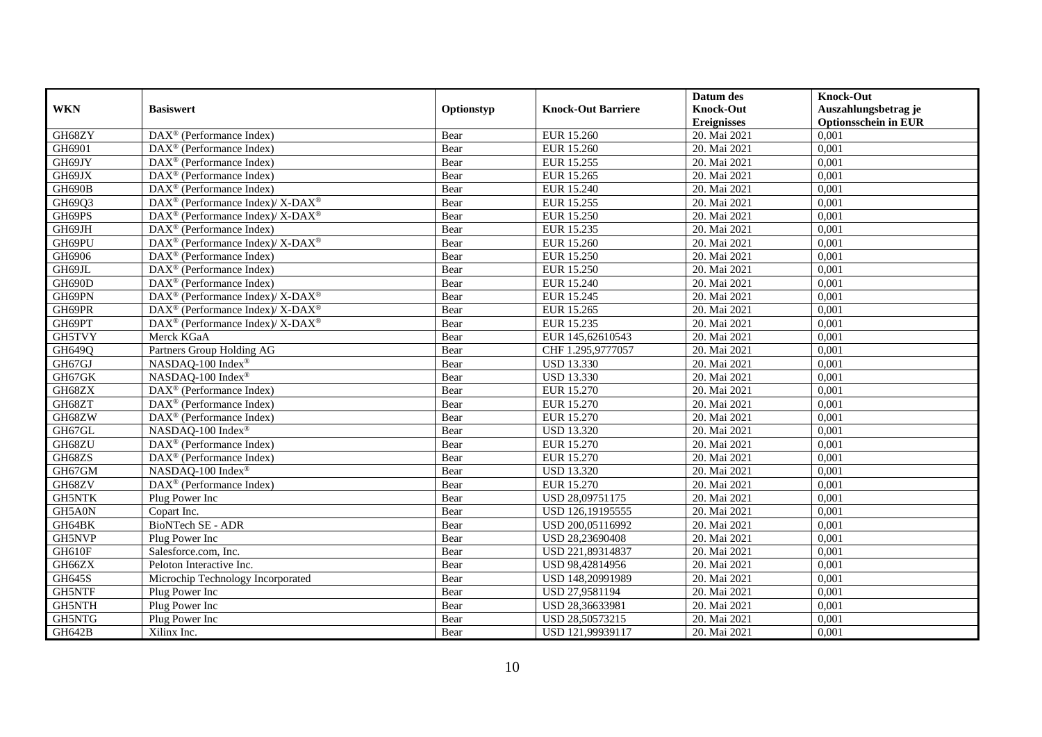| WKN | Basiswert | Optionstyp | Knock-Out Barriere | Datum des Knock-Out Ereignisses | Knock-Out Auszahlungsbetrag je Optionsschein in EUR |
|---|---|---|---|---|---|
| GH68ZY | DAX® (Performance Index) | Bear | EUR 15.260 | 20. Mai 2021 | 0,001 |
| GH6901 | DAX® (Performance Index) | Bear | EUR 15.260 | 20. Mai 2021 | 0,001 |
| GH69JY | DAX® (Performance Index) | Bear | EUR 15.255 | 20. Mai 2021 | 0,001 |
| GH69JX | DAX® (Performance Index) | Bear | EUR 15.265 | 20. Mai 2021 | 0,001 |
| GH690B | DAX® (Performance Index) | Bear | EUR 15.240 | 20. Mai 2021 | 0,001 |
| GH69Q3 | DAX® (Performance Index)/ X-DAX® | Bear | EUR 15.255 | 20. Mai 2021 | 0,001 |
| GH69PS | DAX® (Performance Index)/ X-DAX® | Bear | EUR 15.250 | 20. Mai 2021 | 0,001 |
| GH69JH | DAX® (Performance Index) | Bear | EUR 15.235 | 20. Mai 2021 | 0,001 |
| GH69PU | DAX® (Performance Index)/ X-DAX® | Bear | EUR 15.260 | 20. Mai 2021 | 0,001 |
| GH6906 | DAX® (Performance Index) | Bear | EUR 15.250 | 20. Mai 2021 | 0,001 |
| GH69JL | DAX® (Performance Index) | Bear | EUR 15.250 | 20. Mai 2021 | 0,001 |
| GH690D | DAX® (Performance Index) | Bear | EUR 15.240 | 20. Mai 2021 | 0,001 |
| GH69PN | DAX® (Performance Index)/ X-DAX® | Bear | EUR 15.245 | 20. Mai 2021 | 0,001 |
| GH69PR | DAX® (Performance Index)/ X-DAX® | Bear | EUR 15.265 | 20. Mai 2021 | 0,001 |
| GH69PT | DAX® (Performance Index)/ X-DAX® | Bear | EUR 15.235 | 20. Mai 2021 | 0,001 |
| GH5TVY | Merck KGaA | Bear | EUR 145,62610543 | 20. Mai 2021 | 0,001 |
| GH649Q | Partners Group Holding AG | Bear | CHF 1.295,9777057 | 20. Mai 2021 | 0,001 |
| GH67GJ | NASDAQ-100 Index® | Bear | USD 13.330 | 20. Mai 2021 | 0,001 |
| GH67GK | NASDAQ-100 Index® | Bear | USD 13.330 | 20. Mai 2021 | 0,001 |
| GH68ZX | DAX® (Performance Index) | Bear | EUR 15.270 | 20. Mai 2021 | 0,001 |
| GH68ZT | DAX® (Performance Index) | Bear | EUR 15.270 | 20. Mai 2021 | 0,001 |
| GH68ZW | DAX® (Performance Index) | Bear | EUR 15.270 | 20. Mai 2021 | 0,001 |
| GH67GL | NASDAQ-100 Index® | Bear | USD 13.320 | 20. Mai 2021 | 0,001 |
| GH68ZU | DAX® (Performance Index) | Bear | EUR 15.270 | 20. Mai 2021 | 0,001 |
| GH68ZS | DAX® (Performance Index) | Bear | EUR 15.270 | 20. Mai 2021 | 0,001 |
| GH67GM | NASDAQ-100 Index® | Bear | USD 13.320 | 20. Mai 2021 | 0,001 |
| GH68ZV | DAX® (Performance Index) | Bear | EUR 15.270 | 20. Mai 2021 | 0,001 |
| GH5NTK | Plug Power Inc | Bear | USD 28,09751175 | 20. Mai 2021 | 0,001 |
| GH5A0N | Copart Inc. | Bear | USD 126,19195555 | 20. Mai 2021 | 0,001 |
| GH64BK | BioNTech SE - ADR | Bear | USD 200,05116992 | 20. Mai 2021 | 0,001 |
| GH5NVP | Plug Power Inc | Bear | USD 28,23690408 | 20. Mai 2021 | 0,001 |
| GH610F | Salesforce.com, Inc. | Bear | USD 221,89314837 | 20. Mai 2021 | 0,001 |
| GH66ZX | Peloton Interactive Inc. | Bear | USD 98,42814956 | 20. Mai 2021 | 0,001 |
| GH645S | Microchip Technology Incorporated | Bear | USD 148,20991989 | 20. Mai 2021 | 0,001 |
| GH5NTF | Plug Power Inc | Bear | USD 27,9581194 | 20. Mai 2021 | 0,001 |
| GH5NTH | Plug Power Inc | Bear | USD 28,36633981 | 20. Mai 2021 | 0,001 |
| GH5NTG | Plug Power Inc | Bear | USD 28,50573215 | 20. Mai 2021 | 0,001 |
| GH642B | Xilinx Inc. | Bear | USD 121,99939117 | 20. Mai 2021 | 0,001 |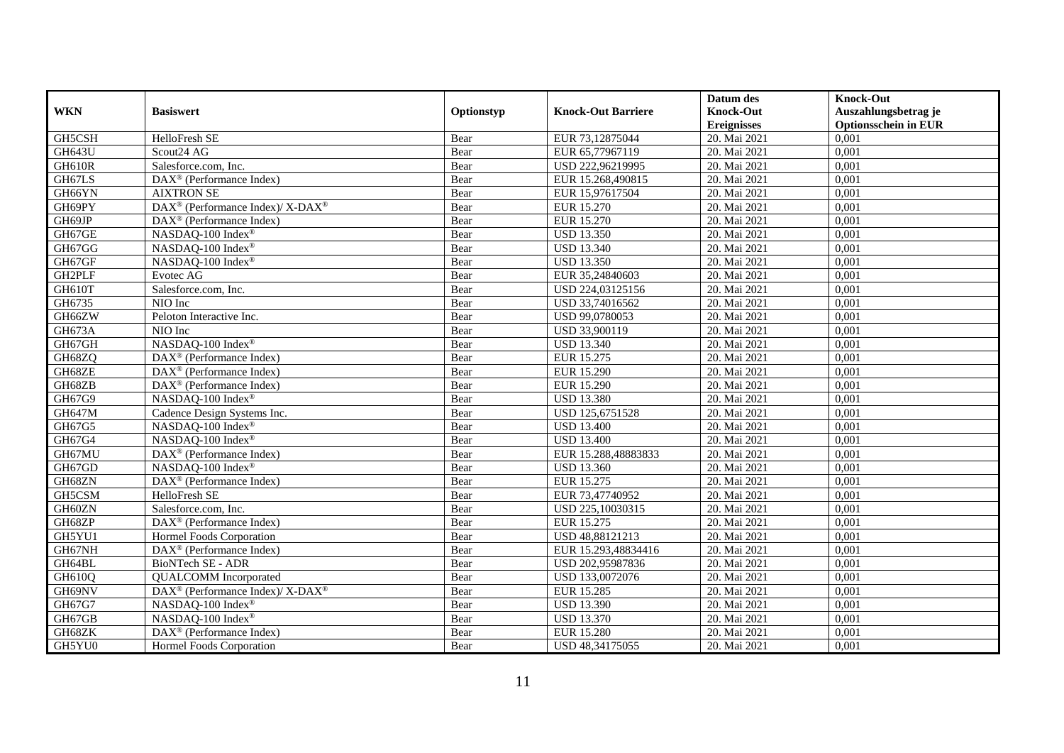| WKN | Basiswert | Optionstyp | Knock-Out Barriere | Datum des Knock-Out Ereignisses | Knock-Out Auszahlungsbetrag je Optionsschein in EUR |
|---|---|---|---|---|---|
| GH5CSH | HelloFresh SE | Bear | EUR 73,12875044 | 20. Mai 2021 | 0,001 |
| GH643U | Scout24 AG | Bear | EUR 65,77967119 | 20. Mai 2021 | 0,001 |
| GH610R | Salesforce.com, Inc. | Bear | USD 222,96219995 | 20. Mai 2021 | 0,001 |
| GH67LS | DAX® (Performance Index) | Bear | EUR 15.268,490815 | 20. Mai 2021 | 0,001 |
| GH66YN | AIXTRON SE | Bear | EUR 15,97617504 | 20. Mai 2021 | 0,001 |
| GH69PY | DAX® (Performance Index)/ X-DAX® | Bear | EUR 15.270 | 20. Mai 2021 | 0,001 |
| GH69JP | DAX® (Performance Index) | Bear | EUR 15.270 | 20. Mai 2021 | 0,001 |
| GH67GE | NASDAQ-100 Index® | Bear | USD 13.350 | 20. Mai 2021 | 0,001 |
| GH67GG | NASDAQ-100 Index® | Bear | USD 13.340 | 20. Mai 2021 | 0,001 |
| GH67GF | NASDAQ-100 Index® | Bear | USD 13.350 | 20. Mai 2021 | 0,001 |
| GH2PLF | Evotec AG | Bear | EUR 35,24840603 | 20. Mai 2021 | 0,001 |
| GH610T | Salesforce.com, Inc. | Bear | USD 224,03125156 | 20. Mai 2021 | 0,001 |
| GH6735 | NIO Inc | Bear | USD 33,74016562 | 20. Mai 2021 | 0,001 |
| GH66ZW | Peloton Interactive Inc. | Bear | USD 99,0780053 | 20. Mai 2021 | 0,001 |
| GH673A | NIO Inc | Bear | USD 33,900119 | 20. Mai 2021 | 0,001 |
| GH67GH | NASDAQ-100 Index® | Bear | USD 13.340 | 20. Mai 2021 | 0,001 |
| GH68ZQ | DAX® (Performance Index) | Bear | EUR 15.275 | 20. Mai 2021 | 0,001 |
| GH68ZE | DAX® (Performance Index) | Bear | EUR 15.290 | 20. Mai 2021 | 0,001 |
| GH68ZB | DAX® (Performance Index) | Bear | EUR 15.290 | 20. Mai 2021 | 0,001 |
| GH67G9 | NASDAQ-100 Index® | Bear | USD 13.380 | 20. Mai 2021 | 0,001 |
| GH647M | Cadence Design Systems Inc. | Bear | USD 125,6751528 | 20. Mai 2021 | 0,001 |
| GH67G5 | NASDAQ-100 Index® | Bear | USD 13.400 | 20. Mai 2021 | 0,001 |
| GH67G4 | NASDAQ-100 Index® | Bear | USD 13.400 | 20. Mai 2021 | 0,001 |
| GH67MU | DAX® (Performance Index) | Bear | EUR 15.288,48883833 | 20. Mai 2021 | 0,001 |
| GH67GD | NASDAQ-100 Index® | Bear | USD 13.360 | 20. Mai 2021 | 0,001 |
| GH68ZN | DAX® (Performance Index) | Bear | EUR 15.275 | 20. Mai 2021 | 0,001 |
| GH5CSM | HelloFresh SE | Bear | EUR 73,47740952 | 20. Mai 2021 | 0,001 |
| GH60ZN | Salesforce.com, Inc. | Bear | USD 225,10030315 | 20. Mai 2021 | 0,001 |
| GH68ZP | DAX® (Performance Index) | Bear | EUR 15.275 | 20. Mai 2021 | 0,001 |
| GH5YU1 | Hormel Foods Corporation | Bear | USD 48,88121213 | 20. Mai 2021 | 0,001 |
| GH67NH | DAX® (Performance Index) | Bear | EUR 15.293,48834416 | 20. Mai 2021 | 0,001 |
| GH64BL | BioNTech SE - ADR | Bear | USD 202,95987836 | 20. Mai 2021 | 0,001 |
| GH610Q | QUALCOMM Incorporated | Bear | USD 133,0072076 | 20. Mai 2021 | 0,001 |
| GH69NV | DAX® (Performance Index)/ X-DAX® | Bear | EUR 15.285 | 20. Mai 2021 | 0,001 |
| GH67G7 | NASDAQ-100 Index® | Bear | USD 13.390 | 20. Mai 2021 | 0,001 |
| GH67GB | NASDAQ-100 Index® | Bear | USD 13.370 | 20. Mai 2021 | 0,001 |
| GH68ZK | DAX® (Performance Index) | Bear | EUR 15.280 | 20. Mai 2021 | 0,001 |
| GH5YU0 | Hormel Foods Corporation | Bear | USD 48,34175055 | 20. Mai 2021 | 0,001 |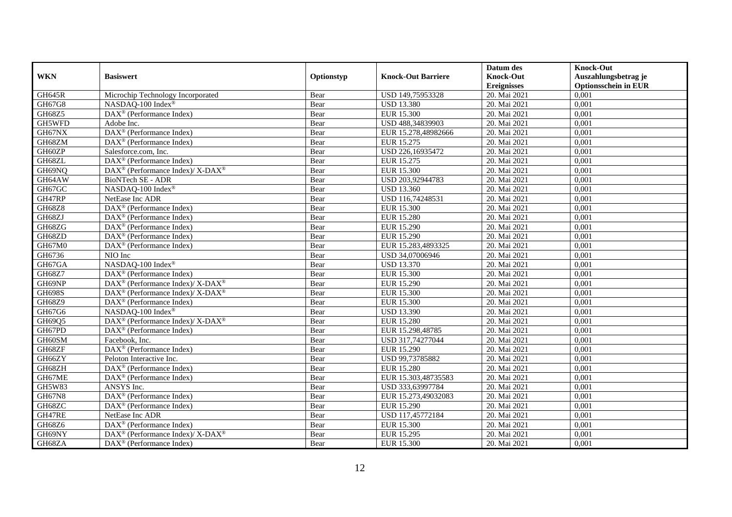| WKN | Basiswert | Optionstyp | Knock-Out Barriere | Datum des Knock-Out Ereignisses | Knock-Out Auszahlungsbetrag je Optionsschein in EUR |
|---|---|---|---|---|---|
| GH645R | Microchip Technology Incorporated | Bear | USD 149,75953328 | 20. Mai 2021 | 0,001 |
| GH67G8 | NASDAQ-100 Index® | Bear | USD 13.380 | 20. Mai 2021 | 0,001 |
| GH68Z5 | DAX® (Performance Index) | Bear | EUR 15.300 | 20. Mai 2021 | 0,001 |
| GH5WFD | Adobe Inc. | Bear | USD 488,34839903 | 20. Mai 2021 | 0,001 |
| GH67NX | DAX® (Performance Index) | Bear | EUR 15.278,48982666 | 20. Mai 2021 | 0,001 |
| GH68ZM | DAX® (Performance Index) | Bear | EUR 15.275 | 20. Mai 2021 | 0,001 |
| GH60ZP | Salesforce.com, Inc. | Bear | USD 226,16935472 | 20. Mai 2021 | 0,001 |
| GH68ZL | DAX® (Performance Index) | Bear | EUR 15.275 | 20. Mai 2021 | 0,001 |
| GH69NQ | DAX® (Performance Index)/ X-DAX® | Bear | EUR 15.300 | 20. Mai 2021 | 0,001 |
| GH64AW | BioNTech SE - ADR | Bear | USD 203,92944783 | 20. Mai 2021 | 0,001 |
| GH67GC | NASDAQ-100 Index® | Bear | USD 13.360 | 20. Mai 2021 | 0,001 |
| GH47RP | NetEase Inc ADR | Bear | USD 116,74248531 | 20. Mai 2021 | 0,001 |
| GH68Z8 | DAX® (Performance Index) | Bear | EUR 15.300 | 20. Mai 2021 | 0,001 |
| GH68ZJ | DAX® (Performance Index) | Bear | EUR 15.280 | 20. Mai 2021 | 0,001 |
| GH68ZG | DAX® (Performance Index) | Bear | EUR 15.290 | 20. Mai 2021 | 0,001 |
| GH68ZD | DAX® (Performance Index) | Bear | EUR 15.290 | 20. Mai 2021 | 0,001 |
| GH67M0 | DAX® (Performance Index) | Bear | EUR 15.283,4893325 | 20. Mai 2021 | 0,001 |
| GH6736 | NIO Inc | Bear | USD 34,07006946 | 20. Mai 2021 | 0,001 |
| GH67GA | NASDAQ-100 Index® | Bear | USD 13.370 | 20. Mai 2021 | 0,001 |
| GH68Z7 | DAX® (Performance Index) | Bear | EUR 15.300 | 20. Mai 2021 | 0,001 |
| GH69NP | DAX® (Performance Index)/ X-DAX® | Bear | EUR 15.290 | 20. Mai 2021 | 0,001 |
| GH698S | DAX® (Performance Index)/ X-DAX® | Bear | EUR 15.300 | 20. Mai 2021 | 0,001 |
| GH68Z9 | DAX® (Performance Index) | Bear | EUR 15.300 | 20. Mai 2021 | 0,001 |
| GH67G6 | NASDAQ-100 Index® | Bear | USD 13.390 | 20. Mai 2021 | 0,001 |
| GH69Q5 | DAX® (Performance Index)/ X-DAX® | Bear | EUR 15.280 | 20. Mai 2021 | 0,001 |
| GH67PD | DAX® (Performance Index) | Bear | EUR 15.298,48785 | 20. Mai 2021 | 0,001 |
| GH60SM | Facebook, Inc. | Bear | USD 317,74277044 | 20. Mai 2021 | 0,001 |
| GH68ZF | DAX® (Performance Index) | Bear | EUR 15.290 | 20. Mai 2021 | 0,001 |
| GH66ZY | Peloton Interactive Inc. | Bear | USD 99,73785882 | 20. Mai 2021 | 0,001 |
| GH68ZH | DAX® (Performance Index) | Bear | EUR 15.280 | 20. Mai 2021 | 0,001 |
| GH67ME | DAX® (Performance Index) | Bear | EUR 15.303,48735583 | 20. Mai 2021 | 0,001 |
| GH5W83 | ANSYS Inc. | Bear | USD 333,63997784 | 20. Mai 2021 | 0,001 |
| GH67N8 | DAX® (Performance Index) | Bear | EUR 15.273,49032083 | 20. Mai 2021 | 0,001 |
| GH68ZC | DAX® (Performance Index) | Bear | EUR 15.290 | 20. Mai 2021 | 0,001 |
| GH47RE | NetEase Inc ADR | Bear | USD 117,45772184 | 20. Mai 2021 | 0,001 |
| GH68Z6 | DAX® (Performance Index) | Bear | EUR 15.300 | 20. Mai 2021 | 0,001 |
| GH69NY | DAX® (Performance Index)/ X-DAX® | Bear | EUR 15.295 | 20. Mai 2021 | 0,001 |
| GH68ZA | DAX® (Performance Index) | Bear | EUR 15.300 | 20. Mai 2021 | 0,001 |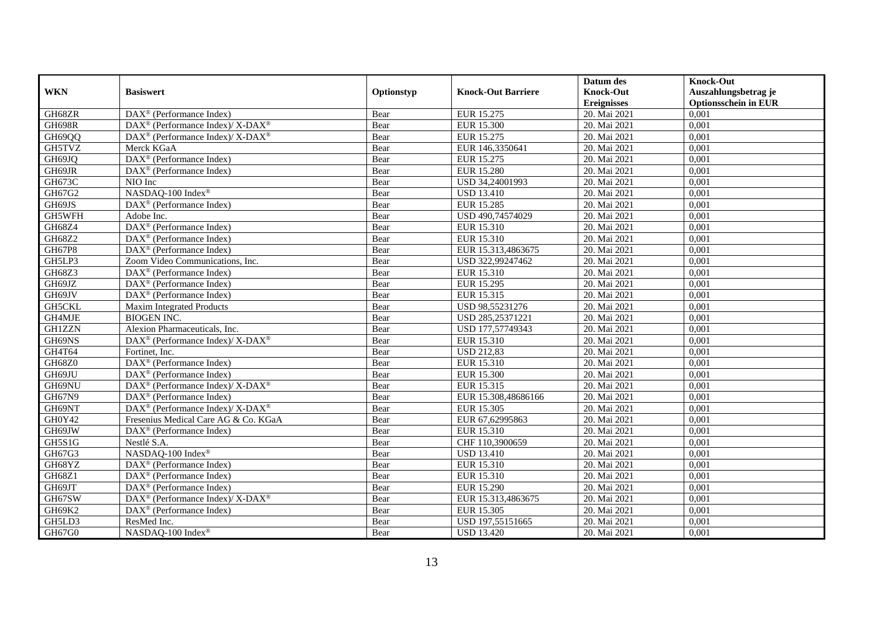| WKN | Basiswert | Optionstyp | Knock-Out Barriere | Datum des Knock-Out Ereignisses | Knock-Out Auszahlungsbetrag je Optionsschein in EUR |
|---|---|---|---|---|---|
| GH68ZR | DAX® (Performance Index) | Bear | EUR 15.275 | 20. Mai 2021 | 0,001 |
| GH698R | DAX® (Performance Index)/ X-DAX® | Bear | EUR 15.300 | 20. Mai 2021 | 0,001 |
| GH69QQ | DAX® (Performance Index)/ X-DAX® | Bear | EUR 15.275 | 20. Mai 2021 | 0,001 |
| GH5TVZ | Merck KGaA | Bear | EUR 146,3350641 | 20. Mai 2021 | 0,001 |
| GH69JQ | DAX® (Performance Index) | Bear | EUR 15.275 | 20. Mai 2021 | 0,001 |
| GH69JR | DAX® (Performance Index) | Bear | EUR 15.280 | 20. Mai 2021 | 0,001 |
| GH673C | NIO Inc | Bear | USD 34,24001993 | 20. Mai 2021 | 0,001 |
| GH67G2 | NASDAQ-100 Index® | Bear | USD 13.410 | 20. Mai 2021 | 0,001 |
| GH69JS | DAX® (Performance Index) | Bear | EUR 15.285 | 20. Mai 2021 | 0,001 |
| GH5WFH | Adobe Inc. | Bear | USD 490,74574029 | 20. Mai 2021 | 0,001 |
| GH68Z4 | DAX® (Performance Index) | Bear | EUR 15.310 | 20. Mai 2021 | 0,001 |
| GH68Z2 | DAX® (Performance Index) | Bear | EUR 15.310 | 20. Mai 2021 | 0,001 |
| GH67P8 | DAX® (Performance Index) | Bear | EUR 15.313,4863675 | 20. Mai 2021 | 0,001 |
| GH5LP3 | Zoom Video Communications, Inc. | Bear | USD 322,99247462 | 20. Mai 2021 | 0,001 |
| GH68Z3 | DAX® (Performance Index) | Bear | EUR 15.310 | 20. Mai 2021 | 0,001 |
| GH69JZ | DAX® (Performance Index) | Bear | EUR 15.295 | 20. Mai 2021 | 0,001 |
| GH69JV | DAX® (Performance Index) | Bear | EUR 15.315 | 20. Mai 2021 | 0,001 |
| GH5CKL | Maxim Integrated Products | Bear | USD 98,55231276 | 20. Mai 2021 | 0,001 |
| GH4MJE | BIOGEN INC. | Bear | USD 285,25371221 | 20. Mai 2021 | 0,001 |
| GH1ZZN | Alexion Pharmaceuticals, Inc. | Bear | USD 177,57749343 | 20. Mai 2021 | 0,001 |
| GH69NS | DAX® (Performance Index)/ X-DAX® | Bear | EUR 15.310 | 20. Mai 2021 | 0,001 |
| GH4T64 | Fortinet, Inc. | Bear | USD 212,83 | 20. Mai 2021 | 0,001 |
| GH68Z0 | DAX® (Performance Index) | Bear | EUR 15.310 | 20. Mai 2021 | 0,001 |
| GH69JU | DAX® (Performance Index) | Bear | EUR 15.300 | 20. Mai 2021 | 0,001 |
| GH69NU | DAX® (Performance Index)/ X-DAX® | Bear | EUR 15.315 | 20. Mai 2021 | 0,001 |
| GH67N9 | DAX® (Performance Index) | Bear | EUR 15.308,48686166 | 20. Mai 2021 | 0,001 |
| GH69NT | DAX® (Performance Index)/ X-DAX® | Bear | EUR 15.305 | 20. Mai 2021 | 0,001 |
| GH0Y42 | Fresenius Medical Care AG & Co. KGaA | Bear | EUR 67,62995863 | 20. Mai 2021 | 0,001 |
| GH69JW | DAX® (Performance Index) | Bear | EUR 15.310 | 20. Mai 2021 | 0,001 |
| GH5S1G | Nestlé S.A. | Bear | CHF 110,3900659 | 20. Mai 2021 | 0,001 |
| GH67G3 | NASDAQ-100 Index® | Bear | USD 13.410 | 20. Mai 2021 | 0,001 |
| GH68YZ | DAX® (Performance Index) | Bear | EUR 15.310 | 20. Mai 2021 | 0,001 |
| GH68Z1 | DAX® (Performance Index) | Bear | EUR 15.310 | 20. Mai 2021 | 0,001 |
| GH69JT | DAX® (Performance Index) | Bear | EUR 15.290 | 20. Mai 2021 | 0,001 |
| GH67SW | DAX® (Performance Index)/ X-DAX® | Bear | EUR 15.313,4863675 | 20. Mai 2021 | 0,001 |
| GH69K2 | DAX® (Performance Index) | Bear | EUR 15.305 | 20. Mai 2021 | 0,001 |
| GH5LD3 | ResMed Inc. | Bear | USD 197,55151665 | 20. Mai 2021 | 0,001 |
| GH67G0 | NASDAQ-100 Index® | Bear | USD 13.420 | 20. Mai 2021 | 0,001 |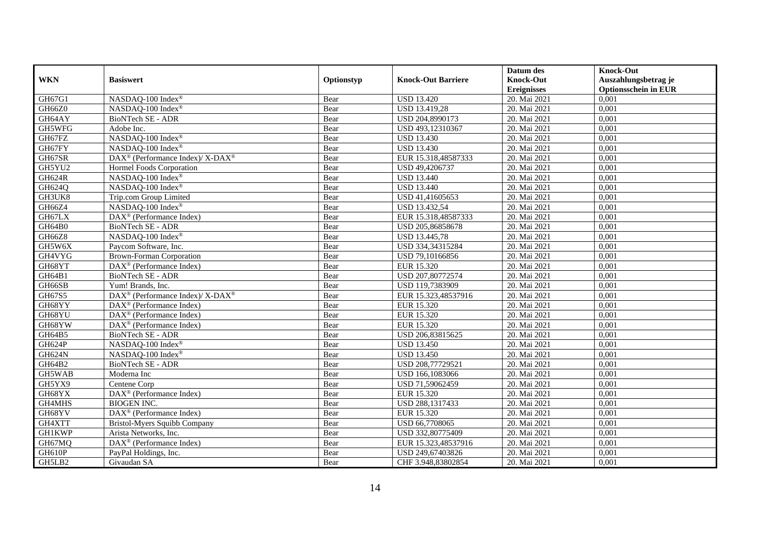| WKN | Basiswert | Optionstyp | Knock-Out Barriere | Datum des Knock-Out Ereignisses | Knock-Out Auszahlungsbetrag je Optionsschein in EUR |
|---|---|---|---|---|---|
| GH67G1 | NASDAQ-100 Index® | Bear | USD 13.420 | 20. Mai 2021 | 0,001 |
| GH66Z0 | NASDAQ-100 Index® | Bear | USD 13.419,28 | 20. Mai 2021 | 0,001 |
| GH64AY | BioNTech SE - ADR | Bear | USD 204,8990173 | 20. Mai 2021 | 0,001 |
| GH5WFG | Adobe Inc. | Bear | USD 493,12310367 | 20. Mai 2021 | 0,001 |
| GH67FZ | NASDAQ-100 Index® | Bear | USD 13.430 | 20. Mai 2021 | 0,001 |
| GH67FY | NASDAQ-100 Index® | Bear | USD 13.430 | 20. Mai 2021 | 0,001 |
| GH67SR | DAX® (Performance Index)/ X-DAX® | Bear | EUR 15.318,48587333 | 20. Mai 2021 | 0,001 |
| GH5YU2 | Hormel Foods Corporation | Bear | USD 49,4206737 | 20. Mai 2021 | 0,001 |
| GH624R | NASDAQ-100 Index® | Bear | USD 13.440 | 20. Mai 2021 | 0,001 |
| GH624Q | NASDAQ-100 Index® | Bear | USD 13.440 | 20. Mai 2021 | 0,001 |
| GH3UK8 | Trip.com Group Limited | Bear | USD 41,41605653 | 20. Mai 2021 | 0,001 |
| GH66Z4 | NASDAQ-100 Index® | Bear | USD 13.432,54 | 20. Mai 2021 | 0,001 |
| GH67LX | DAX® (Performance Index) | Bear | EUR 15.318,48587333 | 20. Mai 2021 | 0,001 |
| GH64B0 | BioNTech SE - ADR | Bear | USD 205,86858678 | 20. Mai 2021 | 0,001 |
| GH66Z8 | NASDAQ-100 Index® | Bear | USD 13.445,78 | 20. Mai 2021 | 0,001 |
| GH5W6X | Paycom Software, Inc. | Bear | USD 334,34315284 | 20. Mai 2021 | 0,001 |
| GH4VYG | Brown-Forman Corporation | Bear | USD 79,10166856 | 20. Mai 2021 | 0,001 |
| GH68YT | DAX® (Performance Index) | Bear | EUR 15.320 | 20. Mai 2021 | 0,001 |
| GH64B1 | BioNTech SE - ADR | Bear | USD 207,80772574 | 20. Mai 2021 | 0,001 |
| GH66SB | Yum! Brands, Inc. | Bear | USD 119,7383909 | 20. Mai 2021 | 0,001 |
| GH67S5 | DAX® (Performance Index)/ X-DAX® | Bear | EUR 15.323,48537916 | 20. Mai 2021 | 0,001 |
| GH68YY | DAX® (Performance Index) | Bear | EUR 15.320 | 20. Mai 2021 | 0,001 |
| GH68YU | DAX® (Performance Index) | Bear | EUR 15.320 | 20. Mai 2021 | 0,001 |
| GH68YW | DAX® (Performance Index) | Bear | EUR 15.320 | 20. Mai 2021 | 0,001 |
| GH64B5 | BioNTech SE - ADR | Bear | USD 206,83815625 | 20. Mai 2021 | 0,001 |
| GH624P | NASDAQ-100 Index® | Bear | USD 13.450 | 20. Mai 2021 | 0,001 |
| GH624N | NASDAQ-100 Index® | Bear | USD 13.450 | 20. Mai 2021 | 0,001 |
| GH64B2 | BioNTech SE - ADR | Bear | USD 208,77729521 | 20. Mai 2021 | 0,001 |
| GH5WAB | Moderna Inc | Bear | USD 166,1083066 | 20. Mai 2021 | 0,001 |
| GH5YX9 | Centene Corp | Bear | USD 71,59062459 | 20. Mai 2021 | 0,001 |
| GH68YX | DAX® (Performance Index) | Bear | EUR 15.320 | 20. Mai 2021 | 0,001 |
| GH4MHS | BIOGEN INC. | Bear | USD 288,1317433 | 20. Mai 2021 | 0,001 |
| GH68YV | DAX® (Performance Index) | Bear | EUR 15.320 | 20. Mai 2021 | 0,001 |
| GH4XTT | Bristol-Myers Squibb Company | Bear | USD 66,7708065 | 20. Mai 2021 | 0,001 |
| GH1KWP | Arista Networks, Inc. | Bear | USD 332,80775409 | 20. Mai 2021 | 0,001 |
| GH67MQ | DAX® (Performance Index) | Bear | EUR 15.323,48537916 | 20. Mai 2021 | 0,001 |
| GH610P | PayPal Holdings, Inc. | Bear | USD 249,67403826 | 20. Mai 2021 | 0,001 |
| GH5LB2 | Givaudan SA | Bear | CHF 3.948,83802854 | 20. Mai 2021 | 0,001 |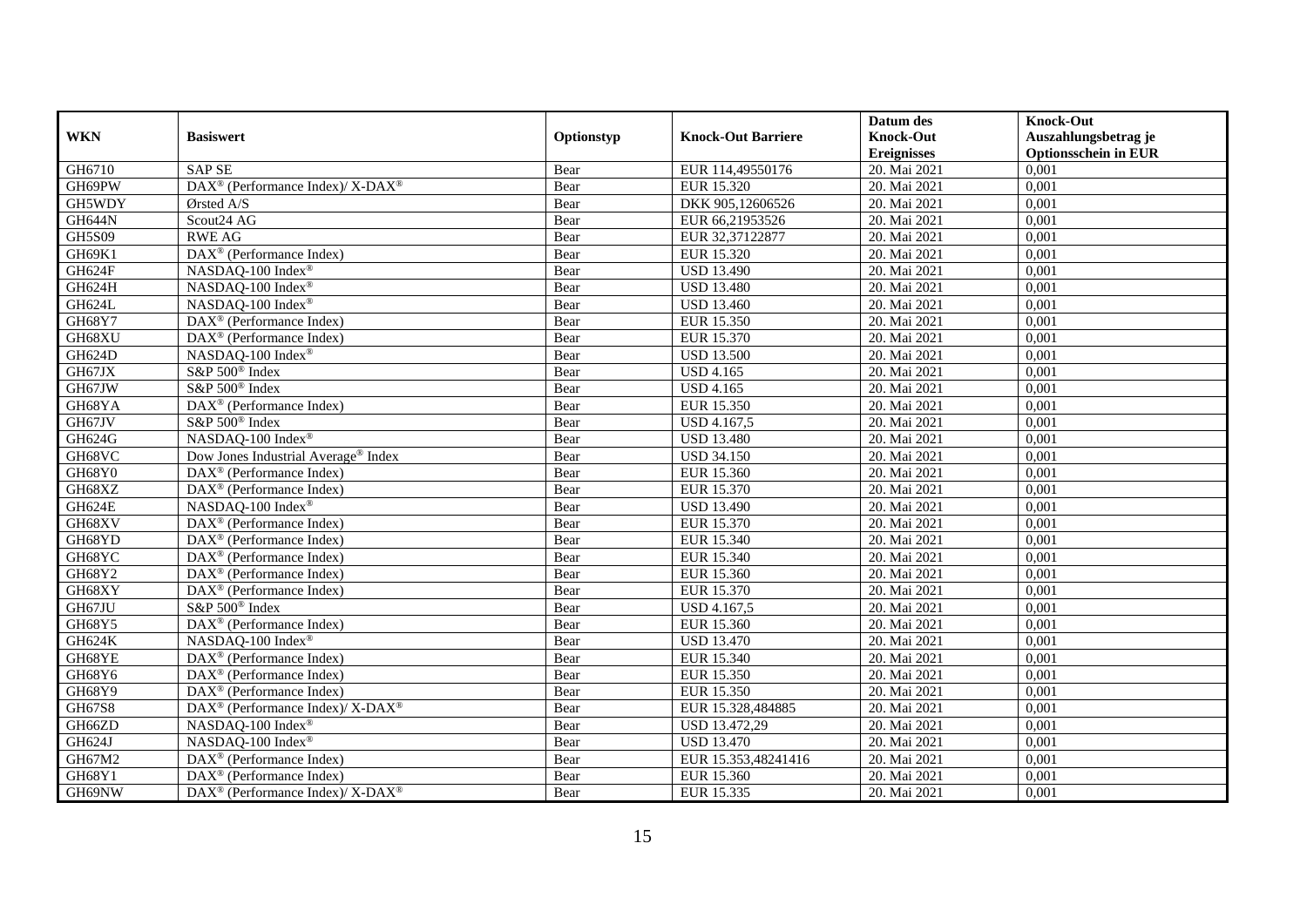| WKN | Basiswert | Optionstyp | Knock-Out Barriere | Datum des Knock-Out Ereignisses | Knock-Out Auszahlungsbetrag je Optionsschein in EUR |
|---|---|---|---|---|---|
| GH6710 | SAP SE | Bear | EUR 114,49550176 | 20. Mai 2021 | 0,001 |
| GH69PW | DAX® (Performance Index)/ X-DAX® | Bear | EUR 15.320 | 20. Mai 2021 | 0,001 |
| GH5WDY | Ørsted A/S | Bear | DKK 905,12606526 | 20. Mai 2021 | 0,001 |
| GH644N | Scout24 AG | Bear | EUR 66,21953526 | 20. Mai 2021 | 0,001 |
| GH5S09 | RWE AG | Bear | EUR 32,37122877 | 20. Mai 2021 | 0,001 |
| GH69K1 | DAX® (Performance Index) | Bear | EUR 15.320 | 20. Mai 2021 | 0,001 |
| GH624F | NASDAQ-100 Index® | Bear | USD 13.490 | 20. Mai 2021 | 0,001 |
| GH624H | NASDAQ-100 Index® | Bear | USD 13.480 | 20. Mai 2021 | 0,001 |
| GH624L | NASDAQ-100 Index® | Bear | USD 13.460 | 20. Mai 2021 | 0,001 |
| GH68Y7 | DAX® (Performance Index) | Bear | EUR 15.350 | 20. Mai 2021 | 0,001 |
| GH68XU | DAX® (Performance Index) | Bear | EUR 15.370 | 20. Mai 2021 | 0,001 |
| GH624D | NASDAQ-100 Index® | Bear | USD 13.500 | 20. Mai 2021 | 0,001 |
| GH67JX | S&P 500® Index | Bear | USD 4.165 | 20. Mai 2021 | 0,001 |
| GH67JW | S&P 500® Index | Bear | USD 4.165 | 20. Mai 2021 | 0,001 |
| GH68YA | DAX® (Performance Index) | Bear | EUR 15.350 | 20. Mai 2021 | 0,001 |
| GH67JV | S&P 500® Index | Bear | USD 4.167,5 | 20. Mai 2021 | 0,001 |
| GH624G | NASDAQ-100 Index® | Bear | USD 13.480 | 20. Mai 2021 | 0,001 |
| GH68VC | Dow Jones Industrial Average® Index | Bear | USD 34.150 | 20. Mai 2021 | 0,001 |
| GH68Y0 | DAX® (Performance Index) | Bear | EUR 15.360 | 20. Mai 2021 | 0,001 |
| GH68XZ | DAX® (Performance Index) | Bear | EUR 15.370 | 20. Mai 2021 | 0,001 |
| GH624E | NASDAQ-100 Index® | Bear | USD 13.490 | 20. Mai 2021 | 0,001 |
| GH68XV | DAX® (Performance Index) | Bear | EUR 15.370 | 20. Mai 2021 | 0,001 |
| GH68YD | DAX® (Performance Index) | Bear | EUR 15.340 | 20. Mai 2021 | 0,001 |
| GH68YC | DAX® (Performance Index) | Bear | EUR 15.340 | 20. Mai 2021 | 0,001 |
| GH68Y2 | DAX® (Performance Index) | Bear | EUR 15.360 | 20. Mai 2021 | 0,001 |
| GH68XY | DAX® (Performance Index) | Bear | EUR 15.370 | 20. Mai 2021 | 0,001 |
| GH67JU | S&P 500® Index | Bear | USD 4.167,5 | 20. Mai 2021 | 0,001 |
| GH68Y5 | DAX® (Performance Index) | Bear | EUR 15.360 | 20. Mai 2021 | 0,001 |
| GH624K | NASDAQ-100 Index® | Bear | USD 13.470 | 20. Mai 2021 | 0,001 |
| GH68YE | DAX® (Performance Index) | Bear | EUR 15.340 | 20. Mai 2021 | 0,001 |
| GH68Y6 | DAX® (Performance Index) | Bear | EUR 15.350 | 20. Mai 2021 | 0,001 |
| GH68Y9 | DAX® (Performance Index) | Bear | EUR 15.350 | 20. Mai 2021 | 0,001 |
| GH67S8 | DAX® (Performance Index)/ X-DAX® | Bear | EUR 15.328,484885 | 20. Mai 2021 | 0,001 |
| GH66ZD | NASDAQ-100 Index® | Bear | USD 13.472,29 | 20. Mai 2021 | 0,001 |
| GH624J | NASDAQ-100 Index® | Bear | USD 13.470 | 20. Mai 2021 | 0,001 |
| GH67M2 | DAX® (Performance Index) | Bear | EUR 15.353,48241416 | 20. Mai 2021 | 0,001 |
| GH68Y1 | DAX® (Performance Index) | Bear | EUR 15.360 | 20. Mai 2021 | 0,001 |
| GH69NW | DAX® (Performance Index)/ X-DAX® | Bear | EUR 15.335 | 20. Mai 2021 | 0,001 |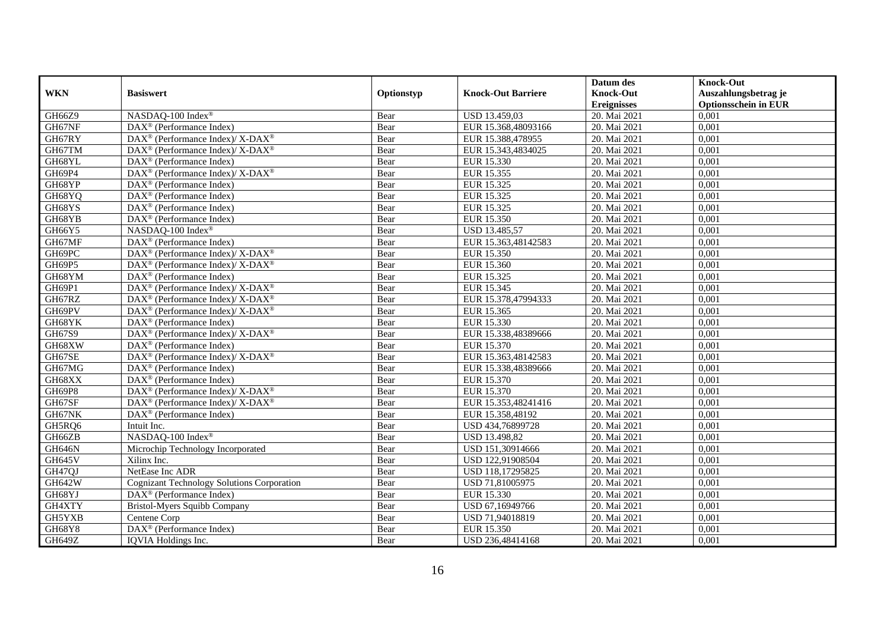| WKN | Basiswert | Optionstyp | Knock-Out Barriere | Datum des Knock-Out Ereignisses | Knock-Out Auszahlungsbetrag je Optionsschein in EUR |
|---|---|---|---|---|---|
| GH66Z9 | NASDAQ-100 Index® | Bear | USD 13.459,03 | 20. Mai 2021 | 0,001 |
| GH67NF | DAX® (Performance Index) | Bear | EUR 15.368,48093166 | 20. Mai 2021 | 0,001 |
| GH67RY | DAX® (Performance Index)/ X-DAX® | Bear | EUR 15.388,478955 | 20. Mai 2021 | 0,001 |
| GH67TM | DAX® (Performance Index)/ X-DAX® | Bear | EUR 15.343,4834025 | 20. Mai 2021 | 0,001 |
| GH68YL | DAX® (Performance Index) | Bear | EUR 15.330 | 20. Mai 2021 | 0,001 |
| GH69P4 | DAX® (Performance Index)/ X-DAX® | Bear | EUR 15.355 | 20. Mai 2021 | 0,001 |
| GH68YP | DAX® (Performance Index) | Bear | EUR 15.325 | 20. Mai 2021 | 0,001 |
| GH68YQ | DAX® (Performance Index) | Bear | EUR 15.325 | 20. Mai 2021 | 0,001 |
| GH68YS | DAX® (Performance Index) | Bear | EUR 15.325 | 20. Mai 2021 | 0,001 |
| GH68YB | DAX® (Performance Index) | Bear | EUR 15.350 | 20. Mai 2021 | 0,001 |
| GH66Y5 | NASDAQ-100 Index® | Bear | USD 13.485,57 | 20. Mai 2021 | 0,001 |
| GH67MF | DAX® (Performance Index) | Bear | EUR 15.363,48142583 | 20. Mai 2021 | 0,001 |
| GH69PC | DAX® (Performance Index)/ X-DAX® | Bear | EUR 15.350 | 20. Mai 2021 | 0,001 |
| GH69P5 | DAX® (Performance Index)/ X-DAX® | Bear | EUR 15.360 | 20. Mai 2021 | 0,001 |
| GH68YM | DAX® (Performance Index) | Bear | EUR 15.325 | 20. Mai 2021 | 0,001 |
| GH69P1 | DAX® (Performance Index)/ X-DAX® | Bear | EUR 15.345 | 20. Mai 2021 | 0,001 |
| GH67RZ | DAX® (Performance Index)/ X-DAX® | Bear | EUR 15.378,47994333 | 20. Mai 2021 | 0,001 |
| GH69PV | DAX® (Performance Index)/ X-DAX® | Bear | EUR 15.365 | 20. Mai 2021 | 0,001 |
| GH68YK | DAX® (Performance Index) | Bear | EUR 15.330 | 20. Mai 2021 | 0,001 |
| GH67S9 | DAX® (Performance Index)/ X-DAX® | Bear | EUR 15.338,48389666 | 20. Mai 2021 | 0,001 |
| GH68XW | DAX® (Performance Index) | Bear | EUR 15.370 | 20. Mai 2021 | 0,001 |
| GH67SE | DAX® (Performance Index)/ X-DAX® | Bear | EUR 15.363,48142583 | 20. Mai 2021 | 0,001 |
| GH67MG | DAX® (Performance Index) | Bear | EUR 15.338,48389666 | 20. Mai 2021 | 0,001 |
| GH68XX | DAX® (Performance Index) | Bear | EUR 15.370 | 20. Mai 2021 | 0,001 |
| GH69P8 | DAX® (Performance Index)/ X-DAX® | Bear | EUR 15.370 | 20. Mai 2021 | 0,001 |
| GH67SF | DAX® (Performance Index)/ X-DAX® | Bear | EUR 15.353,48241416 | 20. Mai 2021 | 0,001 |
| GH67NK | DAX® (Performance Index) | Bear | EUR 15.358,48192 | 20. Mai 2021 | 0,001 |
| GH5RQ6 | Intuit Inc. | Bear | USD 434,76899728 | 20. Mai 2021 | 0,001 |
| GH66ZB | NASDAQ-100 Index® | Bear | USD 13.498,82 | 20. Mai 2021 | 0,001 |
| GH646N | Microchip Technology Incorporated | Bear | USD 151,30914666 | 20. Mai 2021 | 0,001 |
| GH645V | Xilinx Inc. | Bear | USD 122,91908504 | 20. Mai 2021 | 0,001 |
| GH47QJ | NetEase Inc ADR | Bear | USD 118,17295825 | 20. Mai 2021 | 0,001 |
| GH642W | Cognizant Technology Solutions Corporation | Bear | USD 71,81005975 | 20. Mai 2021 | 0,001 |
| GH68YJ | DAX® (Performance Index) | Bear | EUR 15.330 | 20. Mai 2021 | 0,001 |
| GH4XTY | Bristol-Myers Squibb Company | Bear | USD 67,16949766 | 20. Mai 2021 | 0,001 |
| GH5YXB | Centene Corp | Bear | USD 71,94018819 | 20. Mai 2021 | 0,001 |
| GH68Y8 | DAX® (Performance Index) | Bear | EUR 15.350 | 20. Mai 2021 | 0,001 |
| GH649Z | IQVIA Holdings Inc. | Bear | USD 236,48414168 | 20. Mai 2021 | 0,001 |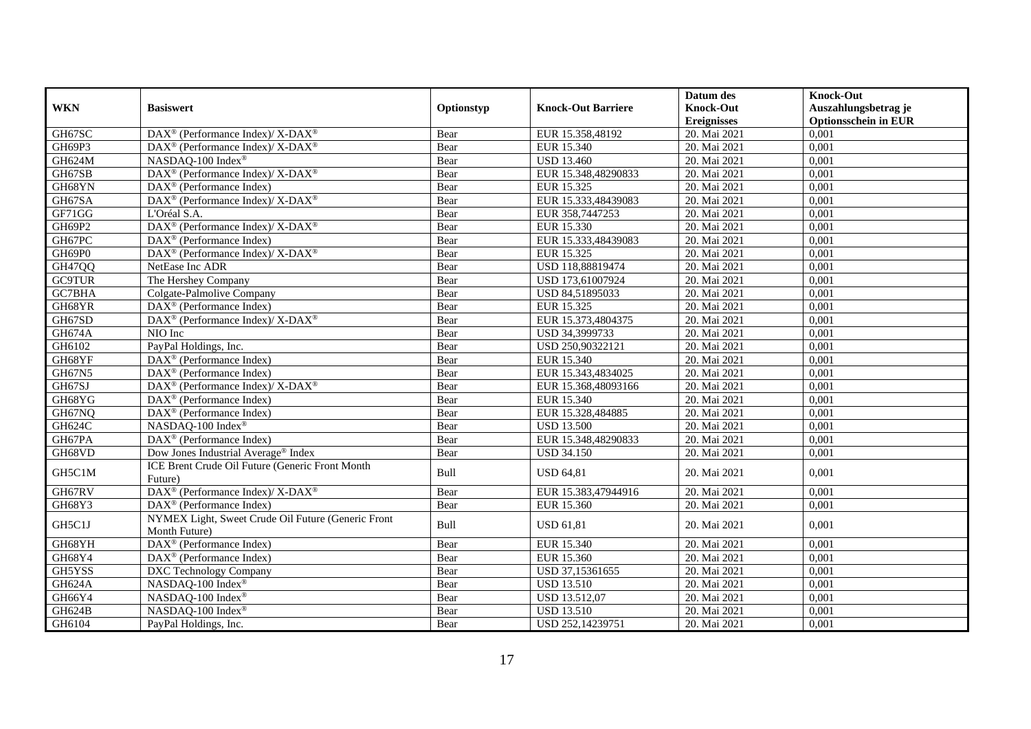| WKN | Basiswert | Optionstyp | Knock-Out Barriere | Datum des Knock-Out Ereignisses | Knock-Out Auszahlungsbetrag je Optionsschein in EUR |
|---|---|---|---|---|---|
| GH67SC | DAX® (Performance Index)/ X-DAX® | Bear | EUR 15.358,48192 | 20. Mai 2021 | 0,001 |
| GH69P3 | DAX® (Performance Index)/ X-DAX® | Bear | EUR 15.340 | 20. Mai 2021 | 0,001 |
| GH624M | NASDAQ-100 Index® | Bear | USD 13.460 | 20. Mai 2021 | 0,001 |
| GH67SB | DAX® (Performance Index)/ X-DAX® | Bear | EUR 15.348,48290833 | 20. Mai 2021 | 0,001 |
| GH68YN | DAX® (Performance Index) | Bear | EUR 15.325 | 20. Mai 2021 | 0,001 |
| GH67SA | DAX® (Performance Index)/ X-DAX® | Bear | EUR 15.333,48439083 | 20. Mai 2021 | 0,001 |
| GF71GG | L'Oréal S.A. | Bear | EUR 358,7447253 | 20. Mai 2021 | 0,001 |
| GH69P2 | DAX® (Performance Index)/ X-DAX® | Bear | EUR 15.330 | 20. Mai 2021 | 0,001 |
| GH67PC | DAX® (Performance Index) | Bear | EUR 15.333,48439083 | 20. Mai 2021 | 0,001 |
| GH69P0 | DAX® (Performance Index)/ X-DAX® | Bear | EUR 15.325 | 20. Mai 2021 | 0,001 |
| GH47QQ | NetEase Inc ADR | Bear | USD 118,88819474 | 20. Mai 2021 | 0,001 |
| GC9TUR | The Hershey Company | Bear | USD 173,61007924 | 20. Mai 2021 | 0,001 |
| GC7BHA | Colgate-Palmolive Company | Bear | USD 84,51895033 | 20. Mai 2021 | 0,001 |
| GH68YR | DAX® (Performance Index) | Bear | EUR 15.325 | 20. Mai 2021 | 0,001 |
| GH67SD | DAX® (Performance Index)/ X-DAX® | Bear | EUR 15.373,4804375 | 20. Mai 2021 | 0,001 |
| GH674A | NIO Inc | Bear | USD 34,3999733 | 20. Mai 2021 | 0,001 |
| GH6102 | PayPal Holdings, Inc. | Bear | USD 250,90322121 | 20. Mai 2021 | 0,001 |
| GH68YF | DAX® (Performance Index) | Bear | EUR 15.340 | 20. Mai 2021 | 0,001 |
| GH67N5 | DAX® (Performance Index) | Bear | EUR 15.343,4834025 | 20. Mai 2021 | 0,001 |
| GH67SJ | DAX® (Performance Index)/ X-DAX® | Bear | EUR 15.368,48093166 | 20. Mai 2021 | 0,001 |
| GH68YG | DAX® (Performance Index) | Bear | EUR 15.340 | 20. Mai 2021 | 0,001 |
| GH67NQ | DAX® (Performance Index) | Bear | EUR 15.328,484885 | 20. Mai 2021 | 0,001 |
| GH624C | NASDAQ-100 Index® | Bear | USD 13.500 | 20. Mai 2021 | 0,001 |
| GH67PA | DAX® (Performance Index) | Bear | EUR 15.348,48290833 | 20. Mai 2021 | 0,001 |
| GH68VD | Dow Jones Industrial Average® Index | Bear | USD 34.150 | 20. Mai 2021 | 0,001 |
| GH5C1M | ICE Brent Crude Oil Future (Generic Front Month Future) | Bull | USD 64,81 | 20. Mai 2021 | 0,001 |
| GH67RV | DAX® (Performance Index)/ X-DAX® | Bear | EUR 15.383,47944916 | 20. Mai 2021 | 0,001 |
| GH68Y3 | DAX® (Performance Index) | Bear | EUR 15.360 | 20. Mai 2021 | 0,001 |
| GH5C1J | NYMEX Light, Sweet Crude Oil Future (Generic Front Month Future) | Bull | USD 61,81 | 20. Mai 2021 | 0,001 |
| GH68YH | DAX® (Performance Index) | Bear | EUR 15.340 | 20. Mai 2021 | 0,001 |
| GH68Y4 | DAX® (Performance Index) | Bear | EUR 15.360 | 20. Mai 2021 | 0,001 |
| GH5YSS | DXC Technology Company | Bear | USD 37,15361655 | 20. Mai 2021 | 0,001 |
| GH624A | NASDAQ-100 Index® | Bear | USD 13.510 | 20. Mai 2021 | 0,001 |
| GH66Y4 | NASDAQ-100 Index® | Bear | USD 13.512,07 | 20. Mai 2021 | 0,001 |
| GH624B | NASDAQ-100 Index® | Bear | USD 13.510 | 20. Mai 2021 | 0,001 |
| GH6104 | PayPal Holdings, Inc. | Bear | USD 252,14239751 | 20. Mai 2021 | 0,001 |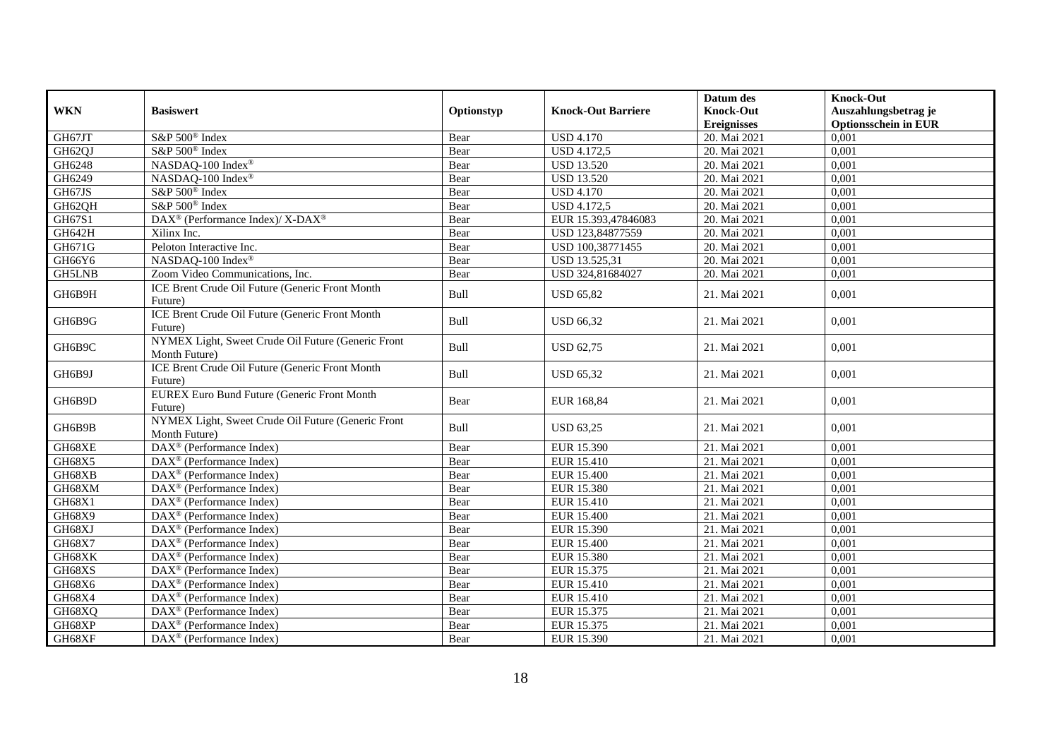| WKN | Basiswert | Optionstyp | Knock-Out Barriere | Datum des Knock-Out Ereignisses | Knock-Out Auszahlungsbetrag je Optionsschein in EUR |
|---|---|---|---|---|---|
| GH67JT | S&P 500® Index | Bear | USD 4.170 | 20. Mai 2021 | 0,001 |
| GH62QJ | S&P 500® Index | Bear | USD 4.172,5 | 20. Mai 2021 | 0,001 |
| GH6248 | NASDAQ-100 Index® | Bear | USD 13.520 | 20. Mai 2021 | 0,001 |
| GH6249 | NASDAQ-100 Index® | Bear | USD 13.520 | 20. Mai 2021 | 0,001 |
| GH67JS | S&P 500® Index | Bear | USD 4.170 | 20. Mai 2021 | 0,001 |
| GH62QH | S&P 500® Index | Bear | USD 4.172,5 | 20. Mai 2021 | 0,001 |
| GH67S1 | DAX® (Performance Index)/ X-DAX® | Bear | EUR 15.393,47846083 | 20. Mai 2021 | 0,001 |
| GH642H | Xilinx Inc. | Bear | USD 123,84877559 | 20. Mai 2021 | 0,001 |
| GH671G | Peloton Interactive Inc. | Bear | USD 100,38771455 | 20. Mai 2021 | 0,001 |
| GH66Y6 | NASDAQ-100 Index® | Bear | USD 13.525,31 | 20. Mai 2021 | 0,001 |
| GH5LNB | Zoom Video Communications, Inc. | Bear | USD 324,81684027 | 20. Mai 2021 | 0,001 |
| GH6B9H | ICE Brent Crude Oil Future (Generic Front Month Future) | Bull | USD 65,82 | 21. Mai 2021 | 0,001 |
| GH6B9G | ICE Brent Crude Oil Future (Generic Front Month Future) | Bull | USD 66,32 | 21. Mai 2021 | 0,001 |
| GH6B9C | NYMEX Light, Sweet Crude Oil Future (Generic Front Month Future) | Bull | USD 62,75 | 21. Mai 2021 | 0,001 |
| GH6B9J | ICE Brent Crude Oil Future (Generic Front Month Future) | Bull | USD 65,32 | 21. Mai 2021 | 0,001 |
| GH6B9D | EUREX Euro Bund Future (Generic Front Month Future) | Bear | EUR 168,84 | 21. Mai 2021 | 0,001 |
| GH6B9B | NYMEX Light, Sweet Crude Oil Future (Generic Front Month Future) | Bull | USD 63,25 | 21. Mai 2021 | 0,001 |
| GH68XE | DAX® (Performance Index) | Bear | EUR 15.390 | 21. Mai 2021 | 0,001 |
| GH68X5 | DAX® (Performance Index) | Bear | EUR 15.410 | 21. Mai 2021 | 0,001 |
| GH68XB | DAX® (Performance Index) | Bear | EUR 15.400 | 21. Mai 2021 | 0,001 |
| GH68XM | DAX® (Performance Index) | Bear | EUR 15.380 | 21. Mai 2021 | 0,001 |
| GH68X1 | DAX® (Performance Index) | Bear | EUR 15.410 | 21. Mai 2021 | 0,001 |
| GH68X9 | DAX® (Performance Index) | Bear | EUR 15.400 | 21. Mai 2021 | 0,001 |
| GH68XJ | DAX® (Performance Index) | Bear | EUR 15.390 | 21. Mai 2021 | 0,001 |
| GH68X7 | DAX® (Performance Index) | Bear | EUR 15.400 | 21. Mai 2021 | 0,001 |
| GH68XK | DAX® (Performance Index) | Bear | EUR 15.380 | 21. Mai 2021 | 0,001 |
| GH68XS | DAX® (Performance Index) | Bear | EUR 15.375 | 21. Mai 2021 | 0,001 |
| GH68X6 | DAX® (Performance Index) | Bear | EUR 15.410 | 21. Mai 2021 | 0,001 |
| GH68X4 | DAX® (Performance Index) | Bear | EUR 15.410 | 21. Mai 2021 | 0,001 |
| GH68XQ | DAX® (Performance Index) | Bear | EUR 15.375 | 21. Mai 2021 | 0,001 |
| GH68XP | DAX® (Performance Index) | Bear | EUR 15.375 | 21. Mai 2021 | 0,001 |
| GH68XF | DAX® (Performance Index) | Bear | EUR 15.390 | 21. Mai 2021 | 0,001 |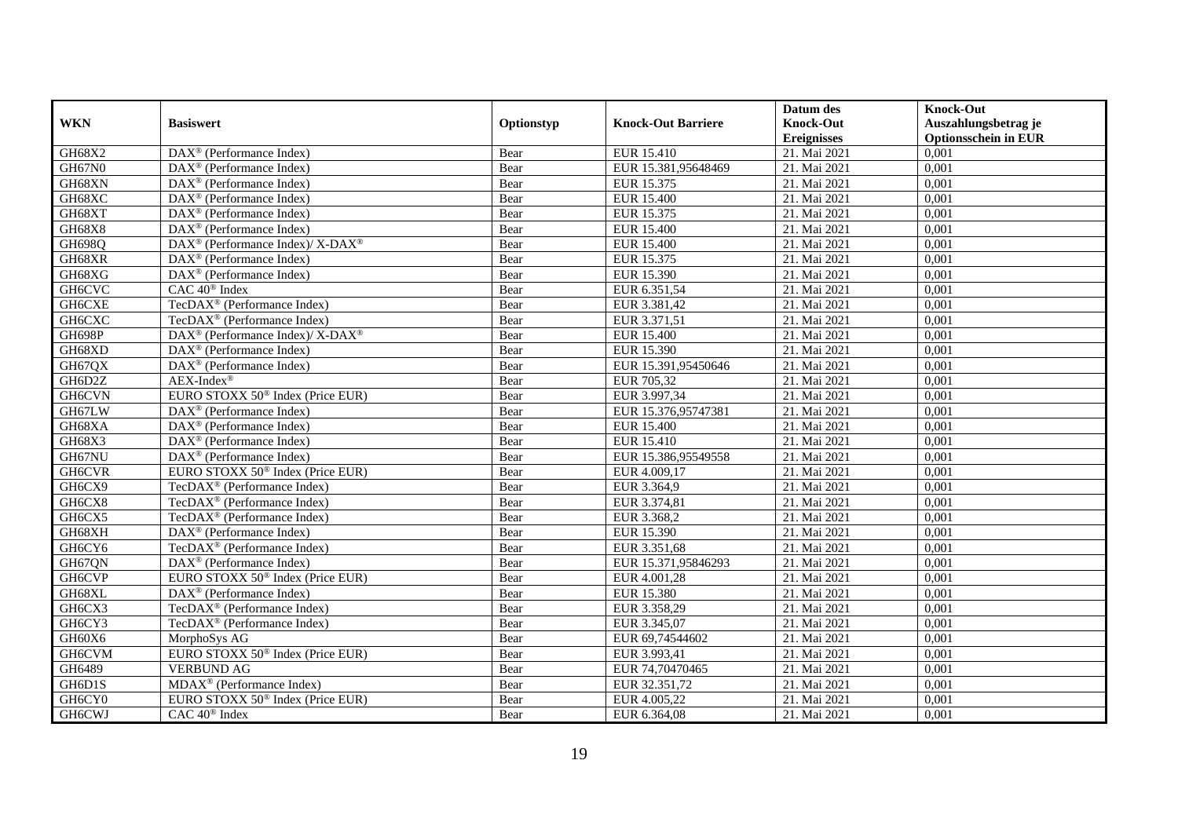| WKN | Basiswert | Optionstyp | Knock-Out Barriere | Datum des Knock-Out Ereignisses | Knock-Out Auszahlungsbetrag je Optionsschein in EUR |
|---|---|---|---|---|---|
| GH68X2 | DAX® (Performance Index) | Bear | EUR 15.410 | 21. Mai 2021 | 0,001 |
| GH67N0 | DAX® (Performance Index) | Bear | EUR 15.381,95648469 | 21. Mai 2021 | 0,001 |
| GH68XN | DAX® (Performance Index) | Bear | EUR 15.375 | 21. Mai 2021 | 0,001 |
| GH68XC | DAX® (Performance Index) | Bear | EUR 15.400 | 21. Mai 2021 | 0,001 |
| GH68XT | DAX® (Performance Index) | Bear | EUR 15.375 | 21. Mai 2021 | 0,001 |
| GH68X8 | DAX® (Performance Index) | Bear | EUR 15.400 | 21. Mai 2021 | 0,001 |
| GH698Q | DAX® (Performance Index)/ X-DAX® | Bear | EUR 15.400 | 21. Mai 2021 | 0,001 |
| GH68XR | DAX® (Performance Index) | Bear | EUR 15.375 | 21. Mai 2021 | 0,001 |
| GH68XG | DAX® (Performance Index) | Bear | EUR 15.390 | 21. Mai 2021 | 0,001 |
| GH6CVC | CAC 40® Index | Bear | EUR 6.351,54 | 21. Mai 2021 | 0,001 |
| GH6CXE | TecDAX® (Performance Index) | Bear | EUR 3.381,42 | 21. Mai 2021 | 0,001 |
| GH6CXC | TecDAX® (Performance Index) | Bear | EUR 3.371,51 | 21. Mai 2021 | 0,001 |
| GH698P | DAX® (Performance Index)/ X-DAX® | Bear | EUR 15.400 | 21. Mai 2021 | 0,001 |
| GH68XD | DAX® (Performance Index) | Bear | EUR 15.390 | 21. Mai 2021 | 0,001 |
| GH67QX | DAX® (Performance Index) | Bear | EUR 15.391,95450646 | 21. Mai 2021 | 0,001 |
| GH6D2Z | AEX-Index® | Bear | EUR 705,32 | 21. Mai 2021 | 0,001 |
| GH6CVN | EURO STOXX 50® Index (Price EUR) | Bear | EUR 3.997,34 | 21. Mai 2021 | 0,001 |
| GH67LW | DAX® (Performance Index) | Bear | EUR 15.376,95747381 | 21. Mai 2021 | 0,001 |
| GH68XA | DAX® (Performance Index) | Bear | EUR 15.400 | 21. Mai 2021 | 0,001 |
| GH68X3 | DAX® (Performance Index) | Bear | EUR 15.410 | 21. Mai 2021 | 0,001 |
| GH67NU | DAX® (Performance Index) | Bear | EUR 15.386,95549558 | 21. Mai 2021 | 0,001 |
| GH6CVR | EURO STOXX 50® Index (Price EUR) | Bear | EUR 4.009,17 | 21. Mai 2021 | 0,001 |
| GH6CX9 | TecDAX® (Performance Index) | Bear | EUR 3.364,9 | 21. Mai 2021 | 0,001 |
| GH6CX8 | TecDAX® (Performance Index) | Bear | EUR 3.374,81 | 21. Mai 2021 | 0,001 |
| GH6CX5 | TecDAX® (Performance Index) | Bear | EUR 3.368,2 | 21. Mai 2021 | 0,001 |
| GH68XH | DAX® (Performance Index) | Bear | EUR 15.390 | 21. Mai 2021 | 0,001 |
| GH6CY6 | TecDAX® (Performance Index) | Bear | EUR 3.351,68 | 21. Mai 2021 | 0,001 |
| GH67QN | DAX® (Performance Index) | Bear | EUR 15.371,95846293 | 21. Mai 2021 | 0,001 |
| GH6CVP | EURO STOXX 50® Index (Price EUR) | Bear | EUR 4.001,28 | 21. Mai 2021 | 0,001 |
| GH68XL | DAX® (Performance Index) | Bear | EUR 15.380 | 21. Mai 2021 | 0,001 |
| GH6CX3 | TecDAX® (Performance Index) | Bear | EUR 3.358,29 | 21. Mai 2021 | 0,001 |
| GH6CY3 | TecDAX® (Performance Index) | Bear | EUR 3.345,07 | 21. Mai 2021 | 0,001 |
| GH60X6 | MorphoSys AG | Bear | EUR 69,74544602 | 21. Mai 2021 | 0,001 |
| GH6CVM | EURO STOXX 50® Index (Price EUR) | Bear | EUR 3.993,41 | 21. Mai 2021 | 0,001 |
| GH6489 | VERBUND AG | Bear | EUR 74,70470465 | 21. Mai 2021 | 0,001 |
| GH6D1S | MDAX® (Performance Index) | Bear | EUR 32.351,72 | 21. Mai 2021 | 0,001 |
| GH6CY0 | EURO STOXX 50® Index (Price EUR) | Bear | EUR 4.005,22 | 21. Mai 2021 | 0,001 |
| GH6CWJ | CAC 40® Index | Bear | EUR 6.364,08 | 21. Mai 2021 | 0,001 |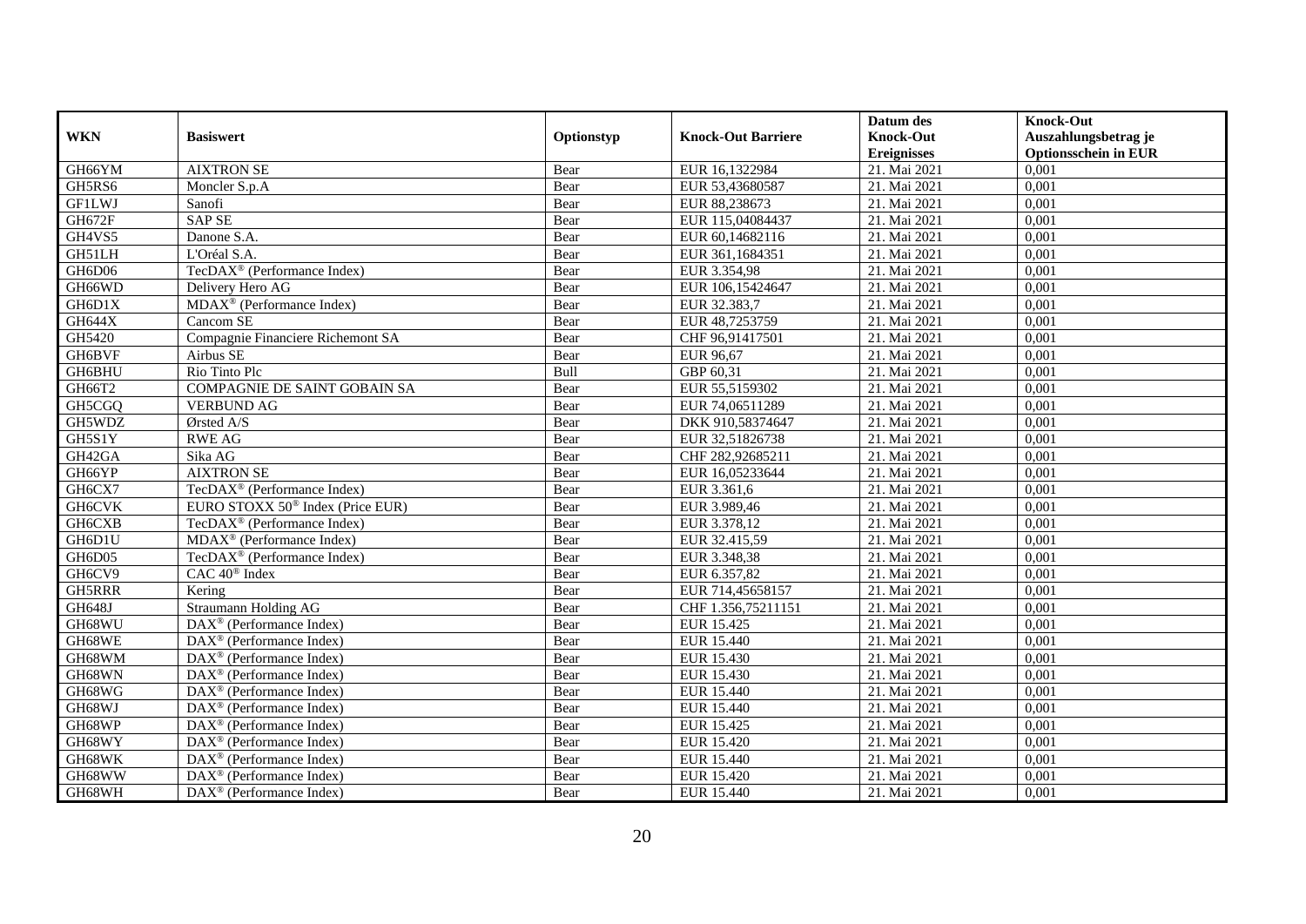| WKN | Basiswert | Optionstyp | Knock-Out Barriere | Datum des Knock-Out Ereignisses | Knock-Out Auszahlungsbetrag je Optionsschein in EUR |
|---|---|---|---|---|---|
| GH66YM | AIXTRON SE | Bear | EUR 16,1322984 | 21. Mai 2021 | 0,001 |
| GH5RS6 | Moncler S.p.A | Bear | EUR 53,43680587 | 21. Mai 2021 | 0,001 |
| GF1LWJ | Sanofi | Bear | EUR 88,238673 | 21. Mai 2021 | 0,001 |
| GH672F | SAP SE | Bear | EUR 115,04084437 | 21. Mai 2021 | 0,001 |
| GH4VS5 | Danone S.A. | Bear | EUR 60,14682116 | 21. Mai 2021 | 0,001 |
| GH51LH | L'Oréal S.A. | Bear | EUR 361,1684351 | 21. Mai 2021 | 0,001 |
| GH6D06 | TecDAX® (Performance Index) | Bear | EUR 3.354,98 | 21. Mai 2021 | 0,001 |
| GH66WD | Delivery Hero AG | Bear | EUR 106,15424647 | 21. Mai 2021 | 0,001 |
| GH6D1X | MDAX® (Performance Index) | Bear | EUR 32.383,7 | 21. Mai 2021 | 0,001 |
| GH644X | Cancom SE | Bear | EUR 48,7253759 | 21. Mai 2021 | 0,001 |
| GH5420 | Compagnie Financiere Richemont SA | Bear | CHF 96,91417501 | 21. Mai 2021 | 0,001 |
| GH6BVF | Airbus SE | Bear | EUR 96,67 | 21. Mai 2021 | 0,001 |
| GH6BHU | Rio Tinto Plc | Bull | GBP 60,31 | 21. Mai 2021 | 0,001 |
| GH66T2 | COMPAGNIE DE SAINT GOBAIN SA | Bear | EUR 55,5159302 | 21. Mai 2021 | 0,001 |
| GH5CGQ | VERBUND AG | Bear | EUR 74,06511289 | 21. Mai 2021 | 0,001 |
| GH5WDZ | Ørsted A/S | Bear | DKK 910,58374647 | 21. Mai 2021 | 0,001 |
| GH5S1Y | RWE AG | Bear | EUR 32,51826738 | 21. Mai 2021 | 0,001 |
| GH42GA | Sika AG | Bear | CHF 282,92685211 | 21. Mai 2021 | 0,001 |
| GH66YP | AIXTRON SE | Bear | EUR 16,05233644 | 21. Mai 2021 | 0,001 |
| GH6CX7 | TecDAX® (Performance Index) | Bear | EUR 3.361,6 | 21. Mai 2021 | 0,001 |
| GH6CVK | EURO STOXX 50® Index (Price EUR) | Bear | EUR 3.989,46 | 21. Mai 2021 | 0,001 |
| GH6CXB | TecDAX® (Performance Index) | Bear | EUR 3.378,12 | 21. Mai 2021 | 0,001 |
| GH6D1U | MDAX® (Performance Index) | Bear | EUR 32.415,59 | 21. Mai 2021 | 0,001 |
| GH6D05 | TecDAX® (Performance Index) | Bear | EUR 3.348,38 | 21. Mai 2021 | 0,001 |
| GH6CV9 | CAC 40® Index | Bear | EUR 6.357,82 | 21. Mai 2021 | 0,001 |
| GH5RRR | Kering | Bear | EUR 714,45658157 | 21. Mai 2021 | 0,001 |
| GH648J | Straumann Holding AG | Bear | CHF 1.356,75211151 | 21. Mai 2021 | 0,001 |
| GH68WU | DAX® (Performance Index) | Bear | EUR 15.425 | 21. Mai 2021 | 0,001 |
| GH68WE | DAX® (Performance Index) | Bear | EUR 15.440 | 21. Mai 2021 | 0,001 |
| GH68WM | DAX® (Performance Index) | Bear | EUR 15.430 | 21. Mai 2021 | 0,001 |
| GH68WN | DAX® (Performance Index) | Bear | EUR 15.430 | 21. Mai 2021 | 0,001 |
| GH68WG | DAX® (Performance Index) | Bear | EUR 15.440 | 21. Mai 2021 | 0,001 |
| GH68WJ | DAX® (Performance Index) | Bear | EUR 15.440 | 21. Mai 2021 | 0,001 |
| GH68WP | DAX® (Performance Index) | Bear | EUR 15.425 | 21. Mai 2021 | 0,001 |
| GH68WY | DAX® (Performance Index) | Bear | EUR 15.420 | 21. Mai 2021 | 0,001 |
| GH68WK | DAX® (Performance Index) | Bear | EUR 15.440 | 21. Mai 2021 | 0,001 |
| GH68WW | DAX® (Performance Index) | Bear | EUR 15.420 | 21. Mai 2021 | 0,001 |
| GH68WH | DAX® (Performance Index) | Bear | EUR 15.440 | 21. Mai 2021 | 0,001 |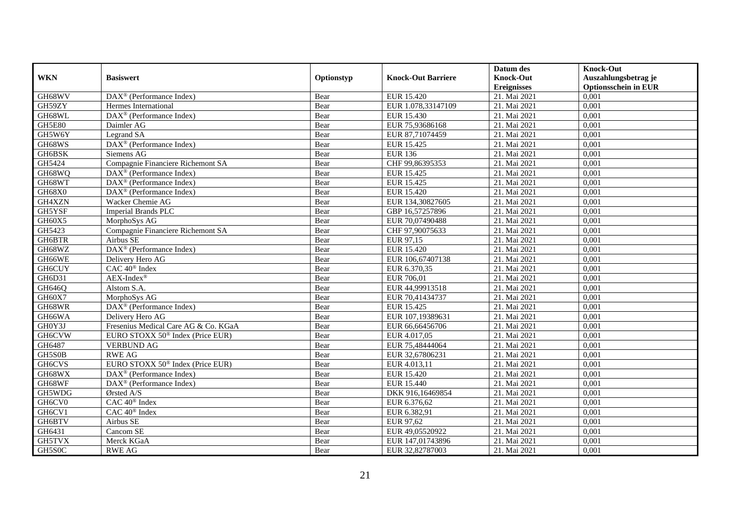| WKN | Basiswert | Optionstyp | Knock-Out Barriere | Datum des Knock-Out Ereignisses | Knock-Out Auszahlungsbetrag je Optionsschein in EUR |
|---|---|---|---|---|---|
| GH68WV | DAX® (Performance Index) | Bear | EUR 15.420 | 21. Mai 2021 | 0,001 |
| GH59ZY | Hermes International | Bear | EUR 1.078,33147109 | 21. Mai 2021 | 0,001 |
| GH68WL | DAX® (Performance Index) | Bear | EUR 15.430 | 21. Mai 2021 | 0,001 |
| GH5E80 | Daimler AG | Bear | EUR 75,93686168 | 21. Mai 2021 | 0,001 |
| GH5W6Y | Legrand SA | Bear | EUR 87,71074459 | 21. Mai 2021 | 0,001 |
| GH68WS | DAX® (Performance Index) | Bear | EUR 15.425 | 21. Mai 2021 | 0,001 |
| GH6BSK | Siemens AG | Bear | EUR 136 | 21. Mai 2021 | 0,001 |
| GH5424 | Compagnie Financiere Richemont SA | Bear | CHF 99,86395353 | 21. Mai 2021 | 0,001 |
| GH68WQ | DAX® (Performance Index) | Bear | EUR 15.425 | 21. Mai 2021 | 0,001 |
| GH68WT | DAX® (Performance Index) | Bear | EUR 15.425 | 21. Mai 2021 | 0,001 |
| GH68X0 | DAX® (Performance Index) | Bear | EUR 15.420 | 21. Mai 2021 | 0,001 |
| GH4XZN | Wacker Chemie AG | Bear | EUR 134,30827605 | 21. Mai 2021 | 0,001 |
| GH5YSF | Imperial Brands PLC | Bear | GBP 16,57257896 | 21. Mai 2021 | 0,001 |
| GH60X5 | MorphoSys AG | Bear | EUR 70,07490488 | 21. Mai 2021 | 0,001 |
| GH5423 | Compagnie Financiere Richemont SA | Bear | CHF 97,90075633 | 21. Mai 2021 | 0,001 |
| GH6BTR | Airbus SE | Bear | EUR 97,15 | 21. Mai 2021 | 0,001 |
| GH68WZ | DAX® (Performance Index) | Bear | EUR 15.420 | 21. Mai 2021 | 0,001 |
| GH66WE | Delivery Hero AG | Bear | EUR 106,67407138 | 21. Mai 2021 | 0,001 |
| GH6CUY | CAC 40® Index | Bear | EUR 6.370,35 | 21. Mai 2021 | 0,001 |
| GH6D31 | AEX-Index® | Bear | EUR 706,01 | 21. Mai 2021 | 0,001 |
| GH646Q | Alstom S.A. | Bear | EUR 44,99913518 | 21. Mai 2021 | 0,001 |
| GH60X7 | MorphoSys AG | Bear | EUR 70,41434737 | 21. Mai 2021 | 0,001 |
| GH68WR | DAX® (Performance Index) | Bear | EUR 15.425 | 21. Mai 2021 | 0,001 |
| GH66WA | Delivery Hero AG | Bear | EUR 107,19389631 | 21. Mai 2021 | 0,001 |
| GH0Y3J | Fresenius Medical Care AG & Co. KGaA | Bear | EUR 66,66456706 | 21. Mai 2021 | 0,001 |
| GH6CVW | EURO STOXX 50® Index (Price EUR) | Bear | EUR 4.017,05 | 21. Mai 2021 | 0,001 |
| GH6487 | VERBUND AG | Bear | EUR 75,48444064 | 21. Mai 2021 | 0,001 |
| GH5S0B | RWE AG | Bear | EUR 32,67806231 | 21. Mai 2021 | 0,001 |
| GH6CVS | EURO STOXX 50® Index (Price EUR) | Bear | EUR 4.013,11 | 21. Mai 2021 | 0,001 |
| GH68WX | DAX® (Performance Index) | Bear | EUR 15.420 | 21. Mai 2021 | 0,001 |
| GH68WF | DAX® (Performance Index) | Bear | EUR 15.440 | 21. Mai 2021 | 0,001 |
| GH5WDG | Ørsted A/S | Bear | DKK 916,16469854 | 21. Mai 2021 | 0,001 |
| GH6CV0 | CAC 40® Index | Bear | EUR 6.376,62 | 21. Mai 2021 | 0,001 |
| GH6CV1 | CAC 40® Index | Bear | EUR 6.382,91 | 21. Mai 2021 | 0,001 |
| GH6BTV | Airbus SE | Bear | EUR 97,62 | 21. Mai 2021 | 0,001 |
| GH6431 | Cancom SE | Bear | EUR 49,05520922 | 21. Mai 2021 | 0,001 |
| GH5TVX | Merck KGaA | Bear | EUR 147,01743896 | 21. Mai 2021 | 0,001 |
| GH5S0C | RWE AG | Bear | EUR 32,82787003 | 21. Mai 2021 | 0,001 |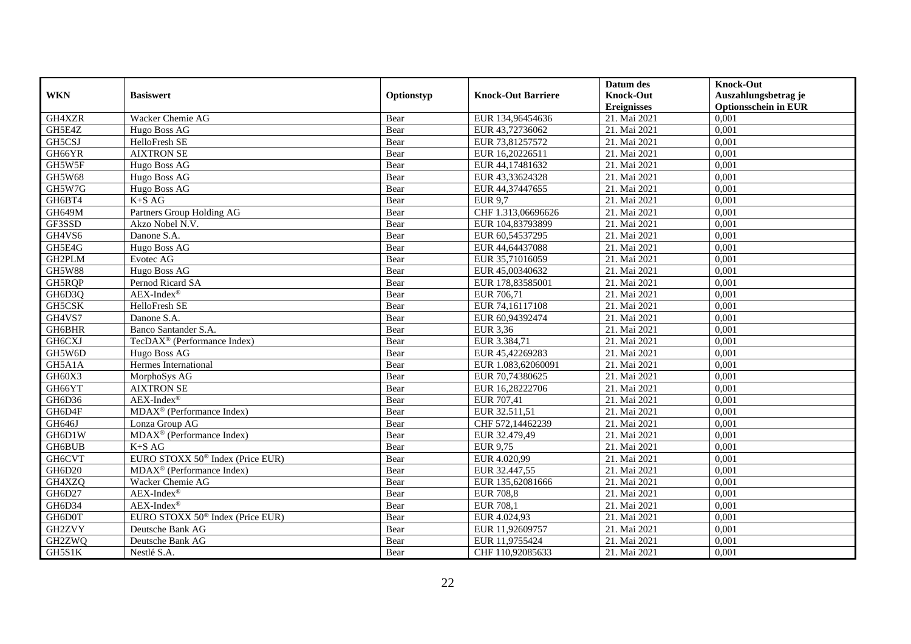| WKN | Basiswert | Optionstyp | Knock-Out Barriere | Datum des Knock-Out Ereignisses | Knock-Out Auszahlungsbetrag je Optionsschein in EUR |
|---|---|---|---|---|---|
| GH4XZR | Wacker Chemie AG | Bear | EUR 134,96454636 | 21. Mai 2021 | 0,001 |
| GH5E4Z | Hugo Boss AG | Bear | EUR 43,72736062 | 21. Mai 2021 | 0,001 |
| GH5CSJ | HelloFresh SE | Bear | EUR 73,81257572 | 21. Mai 2021 | 0,001 |
| GH66YR | AIXTRON SE | Bear | EUR 16,20226511 | 21. Mai 2021 | 0,001 |
| GH5W5F | Hugo Boss AG | Bear | EUR 44,17481632 | 21. Mai 2021 | 0,001 |
| GH5W68 | Hugo Boss AG | Bear | EUR 43,33624328 | 21. Mai 2021 | 0,001 |
| GH5W7G | Hugo Boss AG | Bear | EUR 44,37447655 | 21. Mai 2021 | 0,001 |
| GH6BT4 | K+S AG | Bear | EUR 9,7 | 21. Mai 2021 | 0,001 |
| GH649M | Partners Group Holding AG | Bear | CHF 1.313,06696626 | 21. Mai 2021 | 0,001 |
| GF3SSD | Akzo Nobel N.V. | Bear | EUR 104,83793899 | 21. Mai 2021 | 0,001 |
| GH4VS6 | Danone S.A. | Bear | EUR 60,54537295 | 21. Mai 2021 | 0,001 |
| GH5E4G | Hugo Boss AG | Bear | EUR 44,64437088 | 21. Mai 2021 | 0,001 |
| GH2PLM | Evotec AG | Bear | EUR 35,71016059 | 21. Mai 2021 | 0,001 |
| GH5W88 | Hugo Boss AG | Bear | EUR 45,00340632 | 21. Mai 2021 | 0,001 |
| GH5RQP | Pernod Ricard SA | Bear | EUR 178,83585001 | 21. Mai 2021 | 0,001 |
| GH6D3Q | AEX-Index® | Bear | EUR 706,71 | 21. Mai 2021 | 0,001 |
| GH5CSK | HelloFresh SE | Bear | EUR 74,16117108 | 21. Mai 2021 | 0,001 |
| GH4VS7 | Danone S.A. | Bear | EUR 60,94392474 | 21. Mai 2021 | 0,001 |
| GH6BHR | Banco Santander S.A. | Bear | EUR 3,36 | 21. Mai 2021 | 0,001 |
| GH6CXJ | TecDAX® (Performance Index) | Bear | EUR 3.384,71 | 21. Mai 2021 | 0,001 |
| GH5W6D | Hugo Boss AG | Bear | EUR 45,42269283 | 21. Mai 2021 | 0,001 |
| GH5A1A | Hermes International | Bear | EUR 1.083,62060091 | 21. Mai 2021 | 0,001 |
| GH60X3 | MorphoSys AG | Bear | EUR 70,74380625 | 21. Mai 2021 | 0,001 |
| GH66YT | AIXTRON SE | Bear | EUR 16,28222706 | 21. Mai 2021 | 0,001 |
| GH6D36 | AEX-Index® | Bear | EUR 707,41 | 21. Mai 2021 | 0,001 |
| GH6D4F | MDAX® (Performance Index) | Bear | EUR 32.511,51 | 21. Mai 2021 | 0,001 |
| GH646J | Lonza Group AG | Bear | CHF 572,14462239 | 21. Mai 2021 | 0,001 |
| GH6D1W | MDAX® (Performance Index) | Bear | EUR 32.479,49 | 21. Mai 2021 | 0,001 |
| GH6BUB | K+S AG | Bear | EUR 9,75 | 21. Mai 2021 | 0,001 |
| GH6CVT | EURO STOXX 50® Index (Price EUR) | Bear | EUR 4.020,99 | 21. Mai 2021 | 0,001 |
| GH6D20 | MDAX® (Performance Index) | Bear | EUR 32.447,55 | 21. Mai 2021 | 0,001 |
| GH4XZQ | Wacker Chemie AG | Bear | EUR 135,62081666 | 21. Mai 2021 | 0,001 |
| GH6D27 | AEX-Index® | Bear | EUR 708,8 | 21. Mai 2021 | 0,001 |
| GH6D34 | AEX-Index® | Bear | EUR 708,1 | 21. Mai 2021 | 0,001 |
| GH6D0T | EURO STOXX 50® Index (Price EUR) | Bear | EUR 4.024,93 | 21. Mai 2021 | 0,001 |
| GH2ZVY | Deutsche Bank AG | Bear | EUR 11,92609757 | 21. Mai 2021 | 0,001 |
| GH2ZWQ | Deutsche Bank AG | Bear | EUR 11,9755424 | 21. Mai 2021 | 0,001 |
| GH5S1K | Nestlé S.A. | Bear | CHF 110,92085633 | 21. Mai 2021 | 0,001 |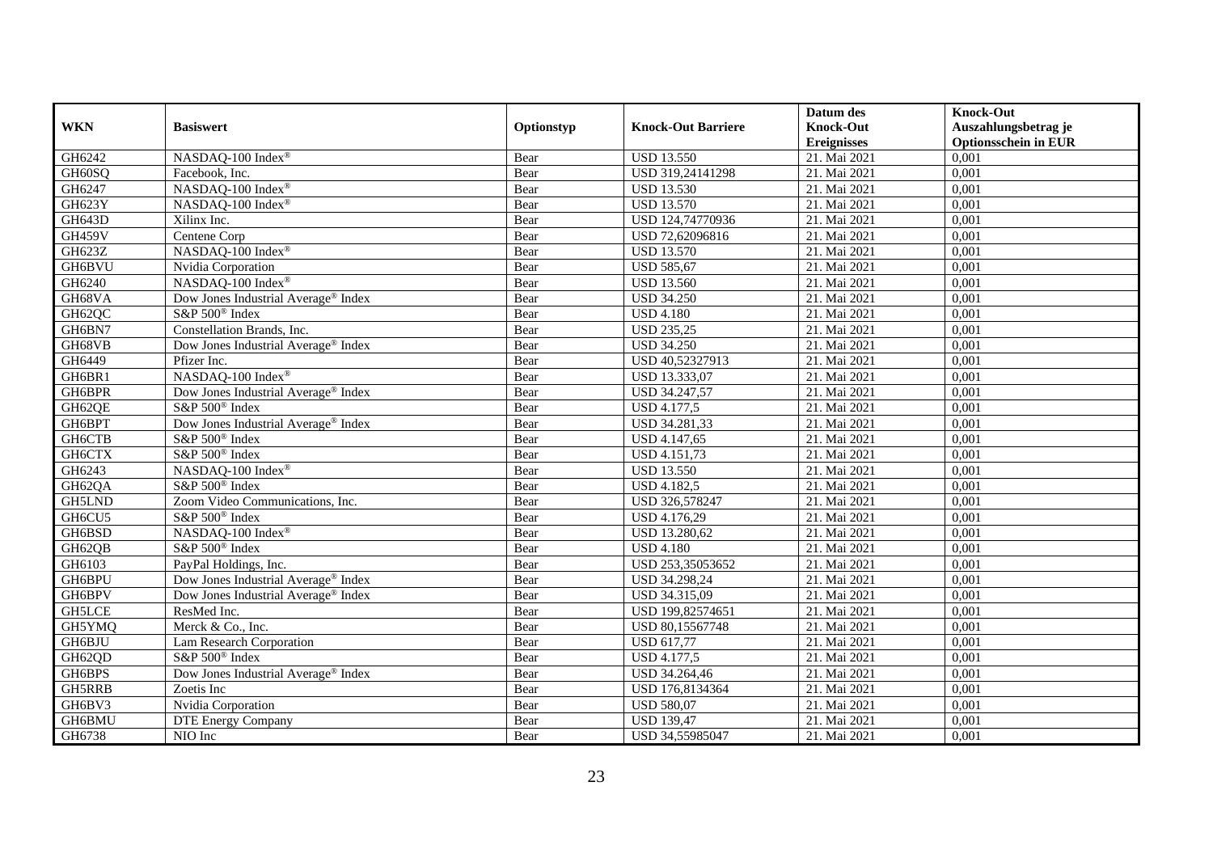| WKN | Basiswert | Optionstyp | Knock-Out Barriere | Datum des Knock-Out Ereignisses | Knock-Out Auszahlungsbetrag je Optionsschein in EUR |
|---|---|---|---|---|---|
| GH6242 | NASDAQ-100 Index® | Bear | USD 13.550 | 21. Mai 2021 | 0,001 |
| GH60SQ | Facebook, Inc. | Bear | USD 319,24141298 | 21. Mai 2021 | 0,001 |
| GH6247 | NASDAQ-100 Index® | Bear | USD 13.530 | 21. Mai 2021 | 0,001 |
| GH623Y | NASDAQ-100 Index® | Bear | USD 13.570 | 21. Mai 2021 | 0,001 |
| GH643D | Xilinx Inc. | Bear | USD 124,74770936 | 21. Mai 2021 | 0,001 |
| GH459V | Centene Corp | Bear | USD 72,62096816 | 21. Mai 2021 | 0,001 |
| GH623Z | NASDAQ-100 Index® | Bear | USD 13.570 | 21. Mai 2021 | 0,001 |
| GH6BVU | Nvidia Corporation | Bear | USD 585,67 | 21. Mai 2021 | 0,001 |
| GH6240 | NASDAQ-100 Index® | Bear | USD 13.560 | 21. Mai 2021 | 0,001 |
| GH68VA | Dow Jones Industrial Average® Index | Bear | USD 34.250 | 21. Mai 2021 | 0,001 |
| GH62QC | S&P 500® Index | Bear | USD 4.180 | 21. Mai 2021 | 0,001 |
| GH6BN7 | Constellation Brands, Inc. | Bear | USD 235,25 | 21. Mai 2021 | 0,001 |
| GH68VB | Dow Jones Industrial Average® Index | Bear | USD 34.250 | 21. Mai 2021 | 0,001 |
| GH6449 | Pfizer Inc. | Bear | USD 40,52327913 | 21. Mai 2021 | 0,001 |
| GH6BR1 | NASDAQ-100 Index® | Bear | USD 13.333,07 | 21. Mai 2021 | 0,001 |
| GH6BPR | Dow Jones Industrial Average® Index | Bear | USD 34.247,57 | 21. Mai 2021 | 0,001 |
| GH62QE | S&P 500® Index | Bear | USD 4.177,5 | 21. Mai 2021 | 0,001 |
| GH6BPT | Dow Jones Industrial Average® Index | Bear | USD 34.281,33 | 21. Mai 2021 | 0,001 |
| GH6CTB | S&P 500® Index | Bear | USD 4.147,65 | 21. Mai 2021 | 0,001 |
| GH6CTX | S&P 500® Index | Bear | USD 4.151,73 | 21. Mai 2021 | 0,001 |
| GH6243 | NASDAQ-100 Index® | Bear | USD 13.550 | 21. Mai 2021 | 0,001 |
| GH62QA | S&P 500® Index | Bear | USD 4.182,5 | 21. Mai 2021 | 0,001 |
| GH5LND | Zoom Video Communications, Inc. | Bear | USD 326,578247 | 21. Mai 2021 | 0,001 |
| GH6CU5 | S&P 500® Index | Bear | USD 4.176,29 | 21. Mai 2021 | 0,001 |
| GH6BSD | NASDAQ-100 Index® | Bear | USD 13.280,62 | 21. Mai 2021 | 0,001 |
| GH62QB | S&P 500® Index | Bear | USD 4.180 | 21. Mai 2021 | 0,001 |
| GH6103 | PayPal Holdings, Inc. | Bear | USD 253,35053652 | 21. Mai 2021 | 0,001 |
| GH6BPU | Dow Jones Industrial Average® Index | Bear | USD 34.298,24 | 21. Mai 2021 | 0,001 |
| GH6BPV | Dow Jones Industrial Average® Index | Bear | USD 34.315,09 | 21. Mai 2021 | 0,001 |
| GH5LCE | ResMed Inc. | Bear | USD 199,82574651 | 21. Mai 2021 | 0,001 |
| GH5YMQ | Merck & Co., Inc. | Bear | USD 80,15567748 | 21. Mai 2021 | 0,001 |
| GH6BJU | Lam Research Corporation | Bear | USD 617,77 | 21. Mai 2021 | 0,001 |
| GH62QD | S&P 500® Index | Bear | USD 4.177,5 | 21. Mai 2021 | 0,001 |
| GH6BPS | Dow Jones Industrial Average® Index | Bear | USD 34.264,46 | 21. Mai 2021 | 0,001 |
| GH5RRB | Zoetis Inc | Bear | USD 176,8134364 | 21. Mai 2021 | 0,001 |
| GH6BV3 | Nvidia Corporation | Bear | USD 580,07 | 21. Mai 2021 | 0,001 |
| GH6BMU | DTE Energy Company | Bear | USD 139,47 | 21. Mai 2021 | 0,001 |
| GH6738 | NIO Inc | Bear | USD 34,55985047 | 21. Mai 2021 | 0,001 |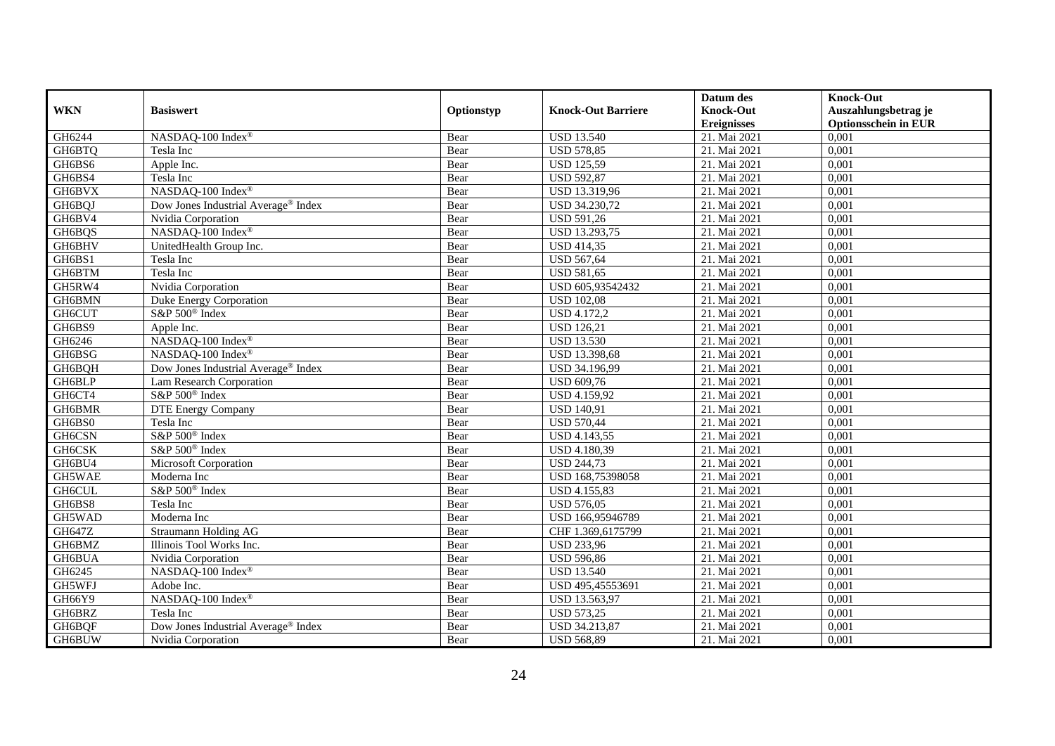| WKN | Basiswert | Optionstyp | Knock-Out Barriere | Datum des Knock-Out Ereignisses | Knock-Out Auszahlungsbetrag je Optionsschein in EUR |
|---|---|---|---|---|---|
| GH6244 | NASDAQ-100 Index® | Bear | USD 13.540 | 21. Mai 2021 | 0,001 |
| GH6BTQ | Tesla Inc | Bear | USD 578,85 | 21. Mai 2021 | 0,001 |
| GH6BS6 | Apple Inc. | Bear | USD 125,59 | 21. Mai 2021 | 0,001 |
| GH6BS4 | Tesla Inc | Bear | USD 592,87 | 21. Mai 2021 | 0,001 |
| GH6BVX | NASDAQ-100 Index® | Bear | USD 13.319,96 | 21. Mai 2021 | 0,001 |
| GH6BQJ | Dow Jones Industrial Average® Index | Bear | USD 34.230,72 | 21. Mai 2021 | 0,001 |
| GH6BV4 | Nvidia Corporation | Bear | USD 591,26 | 21. Mai 2021 | 0,001 |
| GH6BQS | NASDAQ-100 Index® | Bear | USD 13.293,75 | 21. Mai 2021 | 0,001 |
| GH6BHV | UnitedHealth Group Inc. | Bear | USD 414,35 | 21. Mai 2021 | 0,001 |
| GH6BS1 | Tesla Inc | Bear | USD 567,64 | 21. Mai 2021 | 0,001 |
| GH6BTM | Tesla Inc | Bear | USD 581,65 | 21. Mai 2021 | 0,001 |
| GH5RW4 | Nvidia Corporation | Bear | USD 605,93542432 | 21. Mai 2021 | 0,001 |
| GH6BMN | Duke Energy Corporation | Bear | USD 102,08 | 21. Mai 2021 | 0,001 |
| GH6CUT | S&P 500® Index | Bear | USD 4.172,2 | 21. Mai 2021 | 0,001 |
| GH6BS9 | Apple Inc. | Bear | USD 126,21 | 21. Mai 2021 | 0,001 |
| GH6246 | NASDAQ-100 Index® | Bear | USD 13.530 | 21. Mai 2021 | 0,001 |
| GH6BSG | NASDAQ-100 Index® | Bear | USD 13.398,68 | 21. Mai 2021 | 0,001 |
| GH6BQH | Dow Jones Industrial Average® Index | Bear | USD 34.196,99 | 21. Mai 2021 | 0,001 |
| GH6BLP | Lam Research Corporation | Bear | USD 609,76 | 21. Mai 2021 | 0,001 |
| GH6CT4 | S&P 500® Index | Bear | USD 4.159,92 | 21. Mai 2021 | 0,001 |
| GH6BMR | DTE Energy Company | Bear | USD 140,91 | 21. Mai 2021 | 0,001 |
| GH6BS0 | Tesla Inc | Bear | USD 570,44 | 21. Mai 2021 | 0,001 |
| GH6CSN | S&P 500® Index | Bear | USD 4.143,55 | 21. Mai 2021 | 0,001 |
| GH6CSK | S&P 500® Index | Bear | USD 4.180,39 | 21. Mai 2021 | 0,001 |
| GH6BU4 | Microsoft Corporation | Bear | USD 244,73 | 21. Mai 2021 | 0,001 |
| GH5WAE | Moderna Inc | Bear | USD 168,75398058 | 21. Mai 2021 | 0,001 |
| GH6CUL | S&P 500® Index | Bear | USD 4.155,83 | 21. Mai 2021 | 0,001 |
| GH6BS8 | Tesla Inc | Bear | USD 576,05 | 21. Mai 2021 | 0,001 |
| GH5WAD | Moderna Inc | Bear | USD 166,95946789 | 21. Mai 2021 | 0,001 |
| GH647Z | Straumann Holding AG | Bear | CHF 1.369,6175799 | 21. Mai 2021 | 0,001 |
| GH6BMZ | Illinois Tool Works Inc. | Bear | USD 233,96 | 21. Mai 2021 | 0,001 |
| GH6BUA | Nvidia Corporation | Bear | USD 596,86 | 21. Mai 2021 | 0,001 |
| GH6245 | NASDAQ-100 Index® | Bear | USD 13.540 | 21. Mai 2021 | 0,001 |
| GH5WFJ | Adobe Inc. | Bear | USD 495,45553691 | 21. Mai 2021 | 0,001 |
| GH66Y9 | NASDAQ-100 Index® | Bear | USD 13.563,97 | 21. Mai 2021 | 0,001 |
| GH6BRZ | Tesla Inc | Bear | USD 573,25 | 21. Mai 2021 | 0,001 |
| GH6BQF | Dow Jones Industrial Average® Index | Bear | USD 34.213,87 | 21. Mai 2021 | 0,001 |
| GH6BUW | Nvidia Corporation | Bear | USD 568,89 | 21. Mai 2021 | 0,001 |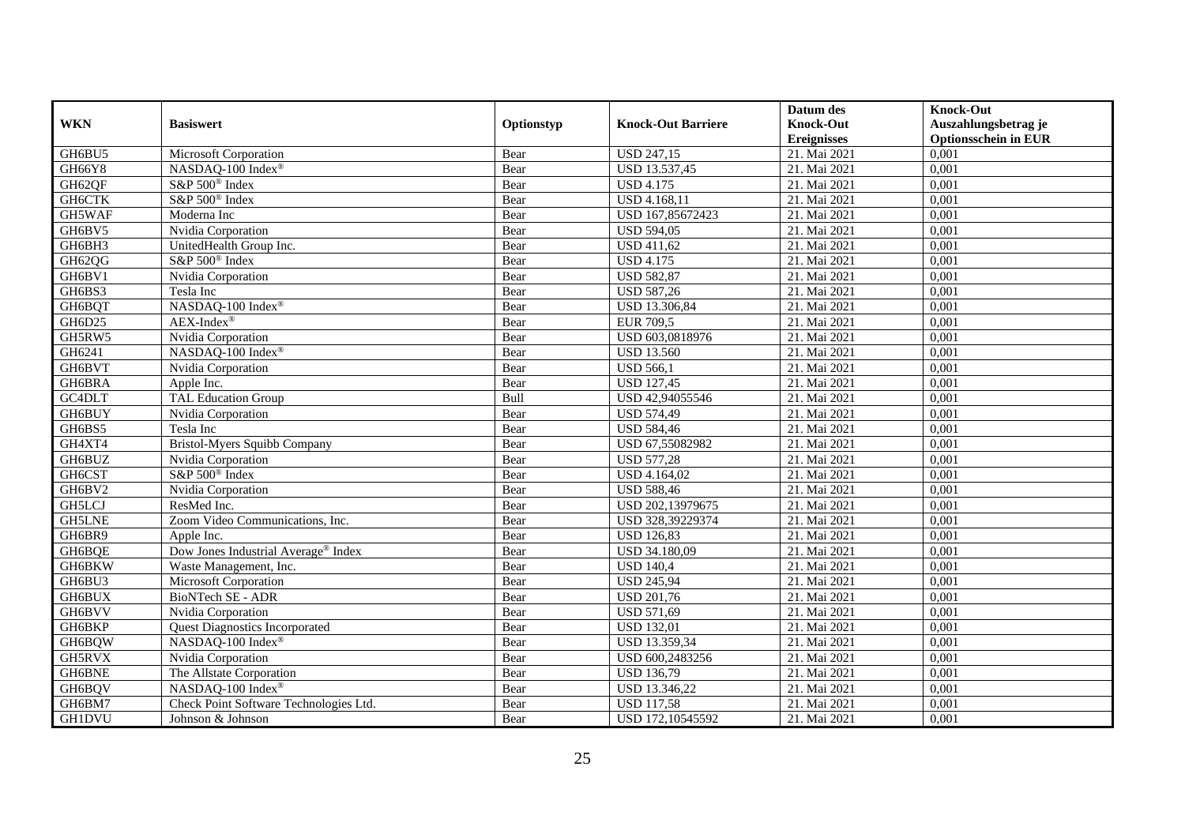| WKN | Basiswert | Optionstyp | Knock-Out Barriere | Datum des Knock-Out Ereignisses | Knock-Out Auszahlungsbetrag je Optionsschein in EUR |
|---|---|---|---|---|---|
| GH6BU5 | Microsoft Corporation | Bear | USD 247,15 | 21. Mai 2021 | 0,001 |
| GH66Y8 | NASDAQ-100 Index® | Bear | USD 13.537,45 | 21. Mai 2021 | 0,001 |
| GH62QF | S&P 500® Index | Bear | USD 4.175 | 21. Mai 2021 | 0,001 |
| GH6CTK | S&P 500® Index | Bear | USD 4.168,11 | 21. Mai 2021 | 0,001 |
| GH5WAF | Moderna Inc | Bear | USD 167,85672423 | 21. Mai 2021 | 0,001 |
| GH6BV5 | Nvidia Corporation | Bear | USD 594,05 | 21. Mai 2021 | 0,001 |
| GH6BH3 | UnitedHealth Group Inc. | Bear | USD 411,62 | 21. Mai 2021 | 0,001 |
| GH62QG | S&P 500® Index | Bear | USD 4.175 | 21. Mai 2021 | 0,001 |
| GH6BV1 | Nvidia Corporation | Bear | USD 582,87 | 21. Mai 2021 | 0,001 |
| GH6BS3 | Tesla Inc | Bear | USD 587,26 | 21. Mai 2021 | 0,001 |
| GH6BQT | NASDAQ-100 Index® | Bear | USD 13.306,84 | 21. Mai 2021 | 0,001 |
| GH6D25 | AEX-Index® | Bear | EUR 709,5 | 21. Mai 2021 | 0,001 |
| GH5RW5 | Nvidia Corporation | Bear | USD 603,0818976 | 21. Mai 2021 | 0,001 |
| GH6241 | NASDAQ-100 Index® | Bear | USD 13.560 | 21. Mai 2021 | 0,001 |
| GH6BVT | Nvidia Corporation | Bear | USD 566,1 | 21. Mai 2021 | 0,001 |
| GH6BRA | Apple Inc. | Bear | USD 127,45 | 21. Mai 2021 | 0,001 |
| GC4DLT | TAL Education Group | Bull | USD 42,94055546 | 21. Mai 2021 | 0,001 |
| GH6BUY | Nvidia Corporation | Bear | USD 574,49 | 21. Mai 2021 | 0,001 |
| GH6BS5 | Tesla Inc | Bear | USD 584,46 | 21. Mai 2021 | 0,001 |
| GH4XT4 | Bristol-Myers Squibb Company | Bear | USD 67,55082982 | 21. Mai 2021 | 0,001 |
| GH6BUZ | Nvidia Corporation | Bear | USD 577,28 | 21. Mai 2021 | 0,001 |
| GH6CST | S&P 500® Index | Bear | USD 4.164,02 | 21. Mai 2021 | 0,001 |
| GH6BV2 | Nvidia Corporation | Bear | USD 588,46 | 21. Mai 2021 | 0,001 |
| GH5LCJ | ResMed Inc. | Bear | USD 202,13979675 | 21. Mai 2021 | 0,001 |
| GH5LNE | Zoom Video Communications, Inc. | Bear | USD 328,39229374 | 21. Mai 2021 | 0,001 |
| GH6BR9 | Apple Inc. | Bear | USD 126,83 | 21. Mai 2021 | 0,001 |
| GH6BQE | Dow Jones Industrial Average® Index | Bear | USD 34.180,09 | 21. Mai 2021 | 0,001 |
| GH6BKW | Waste Management, Inc. | Bear | USD 140,4 | 21. Mai 2021 | 0,001 |
| GH6BU3 | Microsoft Corporation | Bear | USD 245,94 | 21. Mai 2021 | 0,001 |
| GH6BUX | BioNTech SE - ADR | Bear | USD 201,76 | 21. Mai 2021 | 0,001 |
| GH6BVV | Nvidia Corporation | Bear | USD 571,69 | 21. Mai 2021 | 0,001 |
| GH6BKP | Quest Diagnostics Incorporated | Bear | USD 132,01 | 21. Mai 2021 | 0,001 |
| GH6BQW | NASDAQ-100 Index® | Bear | USD 13.359,34 | 21. Mai 2021 | 0,001 |
| GH5RVX | Nvidia Corporation | Bear | USD 600,2483256 | 21. Mai 2021 | 0,001 |
| GH6BNE | The Allstate Corporation | Bear | USD 136,79 | 21. Mai 2021 | 0,001 |
| GH6BQV | NASDAQ-100 Index® | Bear | USD 13.346,22 | 21. Mai 2021 | 0,001 |
| GH6BM7 | Check Point Software Technologies Ltd. | Bear | USD 117,58 | 21. Mai 2021 | 0,001 |
| GH1DVU | Johnson & Johnson | Bear | USD 172,10545592 | 21. Mai 2021 | 0,001 |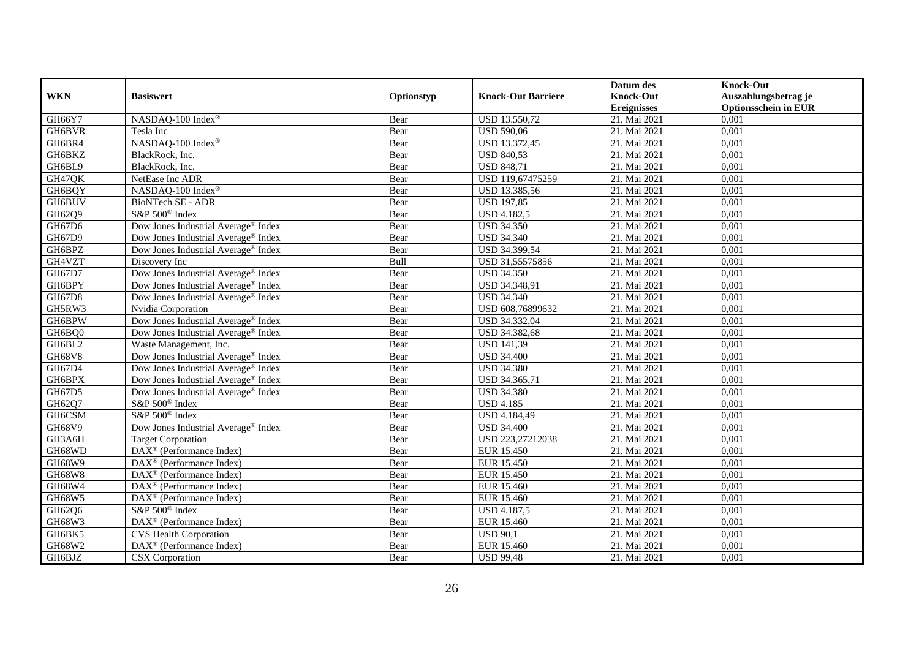| WKN | Basiswert | Optionstyp | Knock-Out Barriere | Datum des Knock-Out Ereignisses | Knock-Out Auszahlungsbetrag je Optionsschein in EUR |
|---|---|---|---|---|---|
| GH66Y7 | NASDAQ-100 Index® | Bear | USD 13.550,72 | 21. Mai 2021 | 0,001 |
| GH6BVR | Tesla Inc | Bear | USD 590,06 | 21. Mai 2021 | 0,001 |
| GH6BR4 | NASDAQ-100 Index® | Bear | USD 13.372,45 | 21. Mai 2021 | 0,001 |
| GH6BKZ | BlackRock, Inc. | Bear | USD 840,53 | 21. Mai 2021 | 0,001 |
| GH6BL9 | BlackRock, Inc. | Bear | USD 848,71 | 21. Mai 2021 | 0,001 |
| GH47QK | NetEase Inc ADR | Bear | USD 119,67475259 | 21. Mai 2021 | 0,001 |
| GH6BQY | NASDAQ-100 Index® | Bear | USD 13.385,56 | 21. Mai 2021 | 0,001 |
| GH6BUV | BioNTech SE - ADR | Bear | USD 197,85 | 21. Mai 2021 | 0,001 |
| GH62Q9 | S&P 500® Index | Bear | USD 4.182,5 | 21. Mai 2021 | 0,001 |
| GH67D6 | Dow Jones Industrial Average® Index | Bear | USD 34.350 | 21. Mai 2021 | 0,001 |
| GH67D9 | Dow Jones Industrial Average® Index | Bear | USD 34.340 | 21. Mai 2021 | 0,001 |
| GH6BPZ | Dow Jones Industrial Average® Index | Bear | USD 34.399,54 | 21. Mai 2021 | 0,001 |
| GH4VZT | Discovery Inc | Bull | USD 31,55575856 | 21. Mai 2021 | 0,001 |
| GH67D7 | Dow Jones Industrial Average® Index | Bear | USD 34.350 | 21. Mai 2021 | 0,001 |
| GH6BPY | Dow Jones Industrial Average® Index | Bear | USD 34.348,91 | 21. Mai 2021 | 0,001 |
| GH67D8 | Dow Jones Industrial Average® Index | Bear | USD 34.340 | 21. Mai 2021 | 0,001 |
| GH5RW3 | Nvidia Corporation | Bear | USD 608,76899632 | 21. Mai 2021 | 0,001 |
| GH6BPW | Dow Jones Industrial Average® Index | Bear | USD 34.332,04 | 21. Mai 2021 | 0,001 |
| GH6BQ0 | Dow Jones Industrial Average® Index | Bear | USD 34.382,68 | 21. Mai 2021 | 0,001 |
| GH6BL2 | Waste Management, Inc. | Bear | USD 141,39 | 21. Mai 2021 | 0,001 |
| GH68V8 | Dow Jones Industrial Average® Index | Bear | USD 34.400 | 21. Mai 2021 | 0,001 |
| GH67D4 | Dow Jones Industrial Average® Index | Bear | USD 34.380 | 21. Mai 2021 | 0,001 |
| GH6BPX | Dow Jones Industrial Average® Index | Bear | USD 34.365,71 | 21. Mai 2021 | 0,001 |
| GH67D5 | Dow Jones Industrial Average® Index | Bear | USD 34.380 | 21. Mai 2021 | 0,001 |
| GH62Q7 | S&P 500® Index | Bear | USD 4.185 | 21. Mai 2021 | 0,001 |
| GH6CSM | S&P 500® Index | Bear | USD 4.184,49 | 21. Mai 2021 | 0,001 |
| GH68V9 | Dow Jones Industrial Average® Index | Bear | USD 34.400 | 21. Mai 2021 | 0,001 |
| GH3A6H | Target Corporation | Bear | USD 223,27212038 | 21. Mai 2021 | 0,001 |
| GH68WD | DAX® (Performance Index) | Bear | EUR 15.450 | 21. Mai 2021 | 0,001 |
| GH68W9 | DAX® (Performance Index) | Bear | EUR 15.450 | 21. Mai 2021 | 0,001 |
| GH68W8 | DAX® (Performance Index) | Bear | EUR 15.450 | 21. Mai 2021 | 0,001 |
| GH68W4 | DAX® (Performance Index) | Bear | EUR 15.460 | 21. Mai 2021 | 0,001 |
| GH68W5 | DAX® (Performance Index) | Bear | EUR 15.460 | 21. Mai 2021 | 0,001 |
| GH62Q6 | S&P 500® Index | Bear | USD 4.187,5 | 21. Mai 2021 | 0,001 |
| GH68W3 | DAX® (Performance Index) | Bear | EUR 15.460 | 21. Mai 2021 | 0,001 |
| GH6BK5 | CVS Health Corporation | Bear | USD 90,1 | 21. Mai 2021 | 0,001 |
| GH68W2 | DAX® (Performance Index) | Bear | EUR 15.460 | 21. Mai 2021 | 0,001 |
| GH6BJZ | CSX Corporation | Bear | USD 99,48 | 21. Mai 2021 | 0,001 |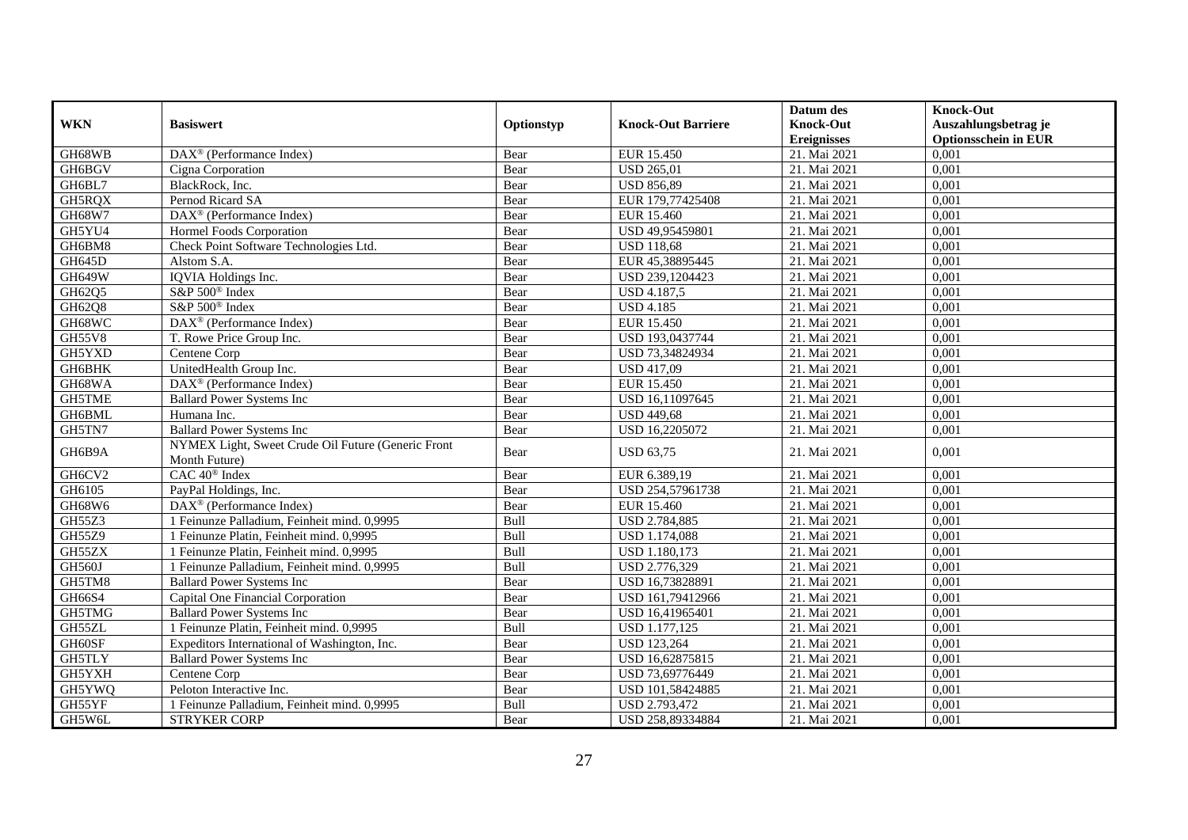| WKN | Basiswert | Optionstyp | Knock-Out Barriere | Datum des Knock-Out Ereignisses | Knock-Out Auszahlungsbetrag je Optionsschein in EUR |
|---|---|---|---|---|---|
| GH68WB | DAX® (Performance Index) | Bear | EUR 15.450 | 21. Mai 2021 | 0,001 |
| GH6BGV | Cigna Corporation | Bear | USD 265,01 | 21. Mai 2021 | 0,001 |
| GH6BL7 | BlackRock, Inc. | Bear | USD 856,89 | 21. Mai 2021 | 0,001 |
| GH5RQX | Pernod Ricard SA | Bear | EUR 179,77425408 | 21. Mai 2021 | 0,001 |
| GH68W7 | DAX® (Performance Index) | Bear | EUR 15.460 | 21. Mai 2021 | 0,001 |
| GH5YU4 | Hormel Foods Corporation | Bear | USD 49,95459801 | 21. Mai 2021 | 0,001 |
| GH6BM8 | Check Point Software Technologies Ltd. | Bear | USD 118,68 | 21. Mai 2021 | 0,001 |
| GH645D | Alstom S.A. | Bear | EUR 45,38895445 | 21. Mai 2021 | 0,001 |
| GH649W | IQVIA Holdings Inc. | Bear | USD 239,1204423 | 21. Mai 2021 | 0,001 |
| GH62Q5 | S&P 500® Index | Bear | USD 4.187,5 | 21. Mai 2021 | 0,001 |
| GH62Q8 | S&P 500® Index | Bear | USD 4.185 | 21. Mai 2021 | 0,001 |
| GH68WC | DAX® (Performance Index) | Bear | EUR 15.450 | 21. Mai 2021 | 0,001 |
| GH55V8 | T. Rowe Price Group Inc. | Bear | USD 193,0437744 | 21. Mai 2021 | 0,001 |
| GH5YXD | Centene Corp | Bear | USD 73,34824934 | 21. Mai 2021 | 0,001 |
| GH6BHK | UnitedHealth Group Inc. | Bear | USD 417,09 | 21. Mai 2021 | 0,001 |
| GH68WA | DAX® (Performance Index) | Bear | EUR 15.450 | 21. Mai 2021 | 0,001 |
| GH5TME | Ballard Power Systems Inc | Bear | USD 16,11097645 | 21. Mai 2021 | 0,001 |
| GH6BML | Humana Inc. | Bear | USD 449,68 | 21. Mai 2021 | 0,001 |
| GH5TN7 | Ballard Power Systems Inc | Bear | USD 16,2205072 | 21. Mai 2021 | 0,001 |
| GH6B9A | NYMEX Light, Sweet Crude Oil Future (Generic Front Month Future) | Bear | USD 63,75 | 21. Mai 2021 | 0,001 |
| GH6CV2 | CAC 40® Index | Bear | EUR 6.389,19 | 21. Mai 2021 | 0,001 |
| GH6105 | PayPal Holdings, Inc. | Bear | USD 254,57961738 | 21. Mai 2021 | 0,001 |
| GH68W6 | DAX® (Performance Index) | Bear | EUR 15.460 | 21. Mai 2021 | 0,001 |
| GH55Z3 | 1 Feinunze Palladium, Feinheit mind. 0,9995 | Bull | USD 2.784,885 | 21. Mai 2021 | 0,001 |
| GH55Z9 | 1 Feinunze Platin, Feinheit mind. 0,9995 | Bull | USD 1.174,088 | 21. Mai 2021 | 0,001 |
| GH55ZX | 1 Feinunze Platin, Feinheit mind. 0,9995 | Bull | USD 1.180,173 | 21. Mai 2021 | 0,001 |
| GH560J | 1 Feinunze Palladium, Feinheit mind. 0,9995 | Bull | USD 2.776,329 | 21. Mai 2021 | 0,001 |
| GH5TM8 | Ballard Power Systems Inc | Bear | USD 16,73828891 | 21. Mai 2021 | 0,001 |
| GH66S4 | Capital One Financial Corporation | Bear | USD 161,79412966 | 21. Mai 2021 | 0,001 |
| GH5TMG | Ballard Power Systems Inc | Bear | USD 16,41965401 | 21. Mai 2021 | 0,001 |
| GH55ZL | 1 Feinunze Platin, Feinheit mind. 0,9995 | Bull | USD 1.177,125 | 21. Mai 2021 | 0,001 |
| GH60SF | Expeditors International of Washington, Inc. | Bear | USD 123,264 | 21. Mai 2021 | 0,001 |
| GH5TLY | Ballard Power Systems Inc | Bear | USD 16,62875815 | 21. Mai 2021 | 0,001 |
| GH5YXH | Centene Corp | Bear | USD 73,69776449 | 21. Mai 2021 | 0,001 |
| GH5YWQ | Peloton Interactive Inc. | Bear | USD 101,58424885 | 21. Mai 2021 | 0,001 |
| GH55YF | 1 Feinunze Palladium, Feinheit mind. 0,9995 | Bull | USD 2.793,472 | 21. Mai 2021 | 0,001 |
| GH5W6L | STRYKER CORP | Bear | USD 258,89334884 | 21. Mai 2021 | 0,001 |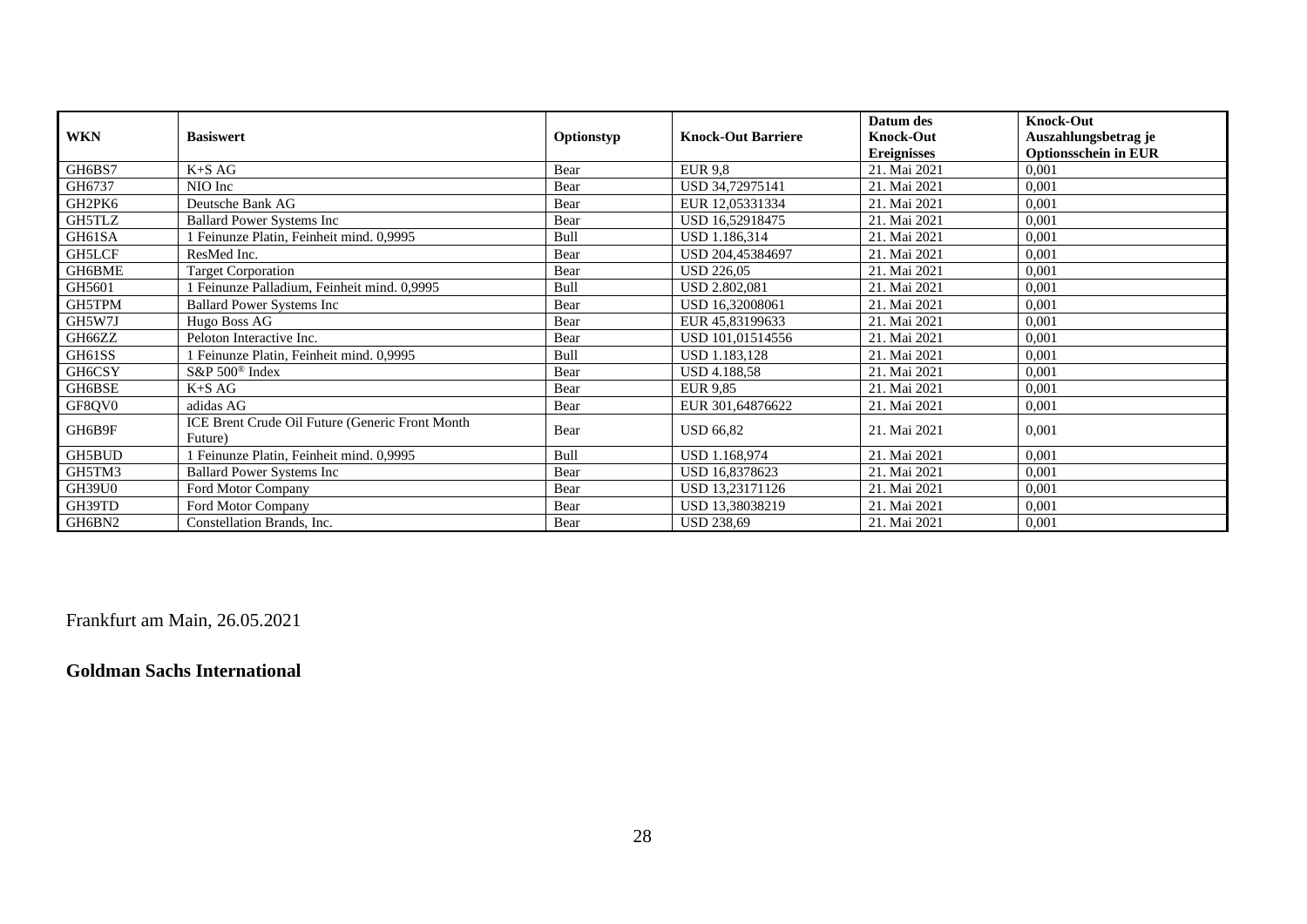| WKN | Basiswert | Optionstyp | Knock-Out Barriere | Datum des Knock-Out Ereignisses | Knock-Out Auszahlungsbetrag je Optionsschein in EUR |
| --- | --- | --- | --- | --- | --- |
| GH6BS7 | K+S AG | Bear | EUR 9,8 | 21. Mai 2021 | 0,001 |
| GH6737 | NIO Inc | Bear | USD 34,72975141 | 21. Mai 2021 | 0,001 |
| GH2PK6 | Deutsche Bank AG | Bear | EUR 12,05331334 | 21. Mai 2021 | 0,001 |
| GH5TLZ | Ballard Power Systems Inc | Bear | USD 16,52918475 | 21. Mai 2021 | 0,001 |
| GH61SA | 1 Feinunze Platin, Feinheit mind. 0,9995 | Bull | USD 1.186,314 | 21. Mai 2021 | 0,001 |
| GH5LCF | ResMed Inc. | Bear | USD 204,45384697 | 21. Mai 2021 | 0,001 |
| GH6BME | Target Corporation | Bear | USD 226,05 | 21. Mai 2021 | 0,001 |
| GH5601 | 1 Feinunze Palladium, Feinheit mind. 0,9995 | Bull | USD 2.802,081 | 21. Mai 2021 | 0,001 |
| GH5TPM | Ballard Power Systems Inc | Bear | USD 16,32008061 | 21. Mai 2021 | 0,001 |
| GH5W7J | Hugo Boss AG | Bear | EUR 45,83199633 | 21. Mai 2021 | 0,001 |
| GH66ZZ | Peloton Interactive Inc. | Bear | USD 101,01514556 | 21. Mai 2021 | 0,001 |
| GH61SS | 1 Feinunze Platin, Feinheit mind. 0,9995 | Bull | USD 1.183,128 | 21. Mai 2021 | 0,001 |
| GH6CSY | S&P 500® Index | Bear | USD 4.188,58 | 21. Mai 2021 | 0,001 |
| GH6BSE | K+S AG | Bear | EUR 9,85 | 21. Mai 2021 | 0,001 |
| GF8QV0 | adidas AG | Bear | EUR 301,64876622 | 21. Mai 2021 | 0,001 |
| GH6B9F | ICE Brent Crude Oil Future (Generic Front Month Future) | Bear | USD 66,82 | 21. Mai 2021 | 0,001 |
| GH5BUD | 1 Feinunze Platin, Feinheit mind. 0,9995 | Bull | USD 1.168,974 | 21. Mai 2021 | 0,001 |
| GH5TM3 | Ballard Power Systems Inc | Bear | USD 16,8378623 | 21. Mai 2021 | 0,001 |
| GH39U0 | Ford Motor Company | Bear | USD 13,23171126 | 21. Mai 2021 | 0,001 |
| GH39TD | Ford Motor Company | Bear | USD 13,38038219 | 21. Mai 2021 | 0,001 |
| GH6BN2 | Constellation Brands, Inc. | Bear | USD 238,69 | 21. Mai 2021 | 0,001 |

Frankfurt am Main, 26.05.2021

**Goldman Sachs International**